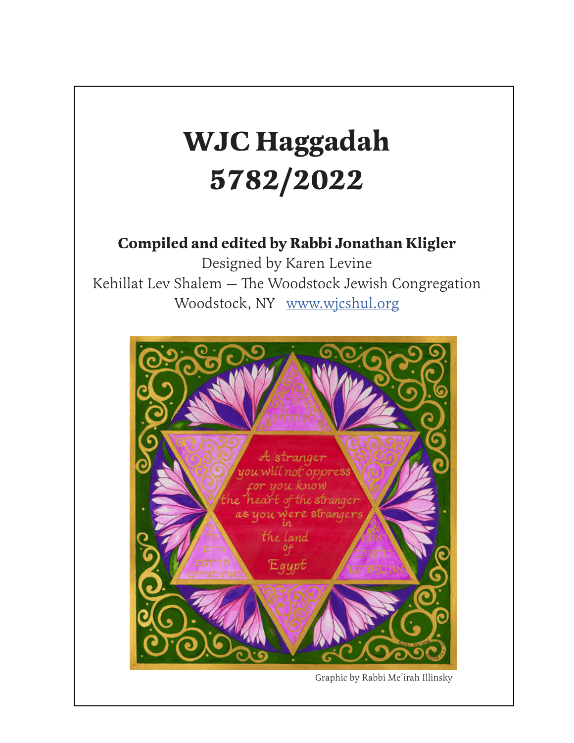# WJC Haggadah
# 5782/2022

**Compiled and edited by Rabbi Jonathan Kligler**

Designed by Karen Levine

Kehillat Lev Shalem — The Woodstock Jewish Congregation

Woodstock, NY   www.wjcshul.org

Graphic by Rabbi Me'irah Illinsky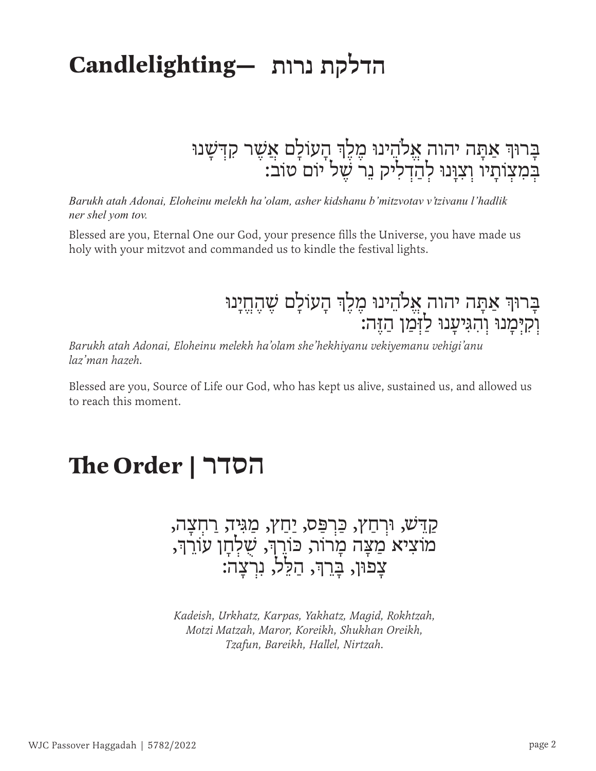# Candlelighting— הדלקת נרות

בָּרוּךְ אַתָּה יהוה אֱלֹהֵינוּ מֶלֶךְ הָעוֹלָם אֲשֶׁר קִדְּשָׁנוּ
בְּמִצְוֹתָיו וְצִוָּנוּ לְהַדְלִיק נֵר שֶׁל יוֹם טוֹב:

*Barukh atah Adonai, Eloheinu melekh ha'olam, asher kidshanu b'mitzvotav v'tzivanu l'hadlik ner shel yom tov.*

Blessed are you, Eternal One our God, your presence fills the Universe, you have made us holy with your mitzvot and commanded us to kindle the festival lights.

בָּרוּךְ אַתָּה יהוה אֱלֹהֵינוּ מֶלֶךְ הָעוֹלָם שֶׁהֶחֱיָנוּ
וְקִיְּמָנוּ וְהִגִּיעָנוּ לַזְּמַן הַזֶּה:

*Barukh atah Adonai, Eloheinu melekh ha'olam she'hekhiyanu vekiyemanu vehigi'anu laz'man hazeh.*

Blessed are you, Source of Life our God, who has kept us alive, sustained us, and allowed us to reach this moment.

# The Order | הסדר

קַדֵּשׁ, וּרְחַץ, כַּרְפַּס, יַחַץ, מַגִּיד, רַחְצָה,
מוֹצִיא מַצָּה מָרוֹר, כּוֹרֵךְ, שֻׁלְחָן עוֹרֵךְ,
צָפוּן, בָּרֵךְ, הַלֵּל, נִרְצָה:

*Kadeish, Urkhatz, Karpas, Yakhatz, Magid, Rokhtzah,*
*Motzi Matzah, Maror, Koreikh, Shukhan Oreikh,*
*Tzafun, Bareikh, Hallel, Nirtzah.*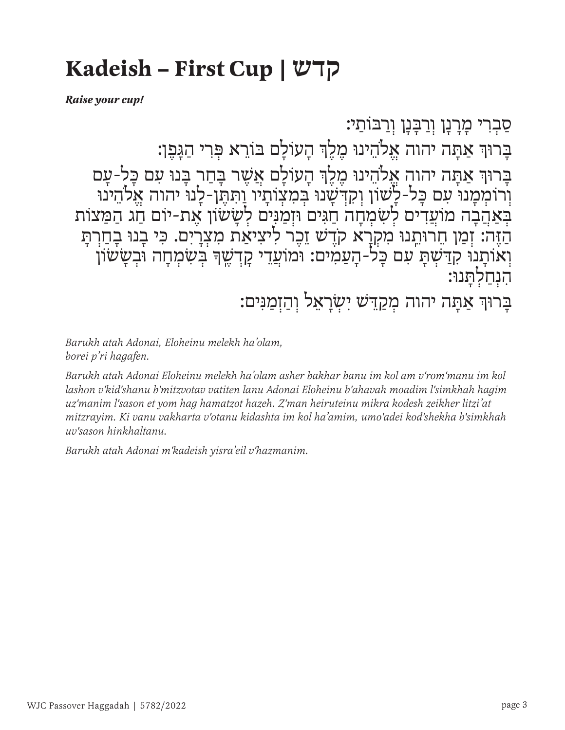# Kadeish – First Cup | קדש

***Raise your cup!***

סַבְרִי מָרָנָן וְרַבָּנָן וְרַבּוֹתַי:

בָּרוּךְ אַתָּה יהוה אֱלֹהֵינוּ מֶלֶךְ הָעוֹלָם בּוֹרֵא פְּרִי הַגָּפֶן:

בָּרוּךְ אַתָּה יהוה אֱלֹהֵינוּ מֶלֶךְ הָעוֹלָם אֲשֶׁר בָּחַר בָּנוּ עִם כָּל-עָם וְרוֹמְמָנוּ עִם כָּל-לָשׁוֹן וְקִדְּשָׁנוּ בְּמִצְוֹתָיו וַתִּתֶּן-לָנוּ יהוה אֱלֹהֵינוּ בְּאַהֲבָה מוֹעֲדִים לְשִׂמְחָה חַגִּים וּזְמַנִּים לְשָׂשׂוֹן אֶת-יוֹם חַג הַמַּצּוֹת הַזֶּה: זְמַן חֵרוּתֵנוּ מִקְרָא קֹדֶשׁ זֵכֶר לִיצִיאַת מִצְרָיִם. כִּי בָנוּ בָחַרְתָּ וְאוֹתָנוּ קִדַּשְׁתָּ עִם כָּל-הָעַמִּים: וּמוֹעֲדֵי קָדְשֶׁךָ בְּשִׂמְחָה וּבְשָׂשׂוֹן הִנְחַלְתָּנוּ:

בָּרוּךְ אַתָּה יהוה מְקַדֵּשׁ יִשְׂרָאֵל וְהַזְּמַנִּים:

*Barukh atah Adonai, Eloheinu melekh ha'olam,*
*borei p'ri hagafen.*

*Barukh atah Adonai Eloheinu melekh ha'olam asher bakhar banu im kol am v'rom'manu im kol lashon v'kid'shanu b'mitzvotav vatiten lanu Adonai Eloheinu b'ahavah moadim l'simkhah hagim uz'manim l'sason et yom hag hamatzot hazeh. Z'man heiruteinu mikra kodesh zeikher litzi'at mitzrayim. Ki vanu vakharta v'otanu kidashta im kol ha'amim, umo'adei kod'shekha b'simkhah uv'sason hinkhaltanu.*

*Barukh atah Adonai m'kadeish yisra'eil v'hazmanim.*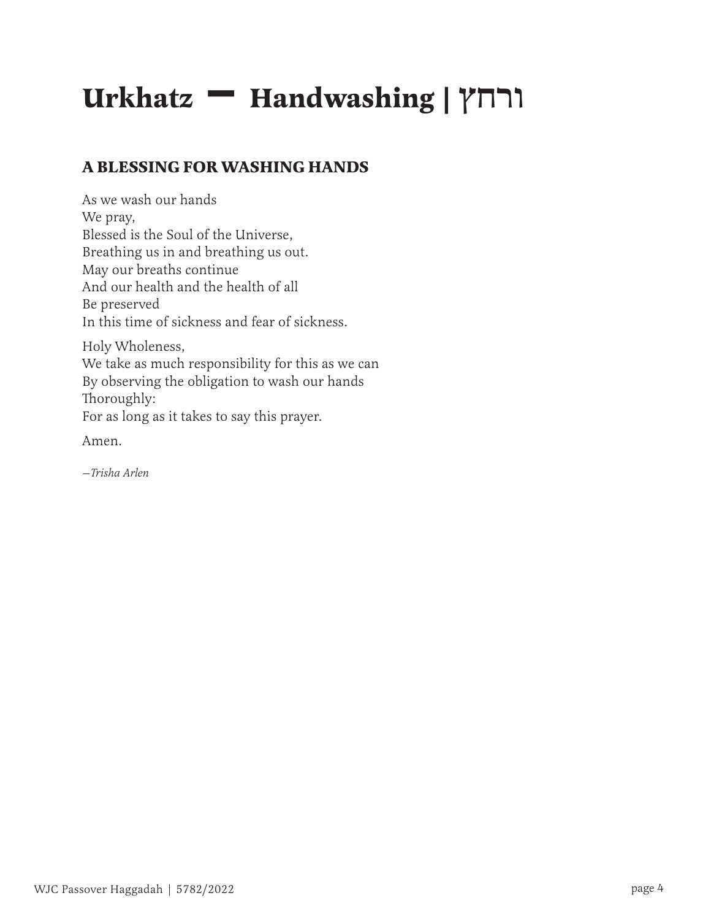# Urkhatz – Handwashing | ורחץ

## A BLESSING FOR WASHING HANDS

As we wash our hands  
We pray,  
Blessed is the Soul of the Universe,  
Breathing us in and breathing us out.  
May our breaths continue  
And our health and the health of all  
Be preserved  
In this time of sickness and fear of sickness.

Holy Wholeness,  
We take as much responsibility for this as we can  
By observing the obligation to wash our hands  
Thoroughly:  
For as long as it takes to say this prayer.

Amen.

*—Trisha Arlen*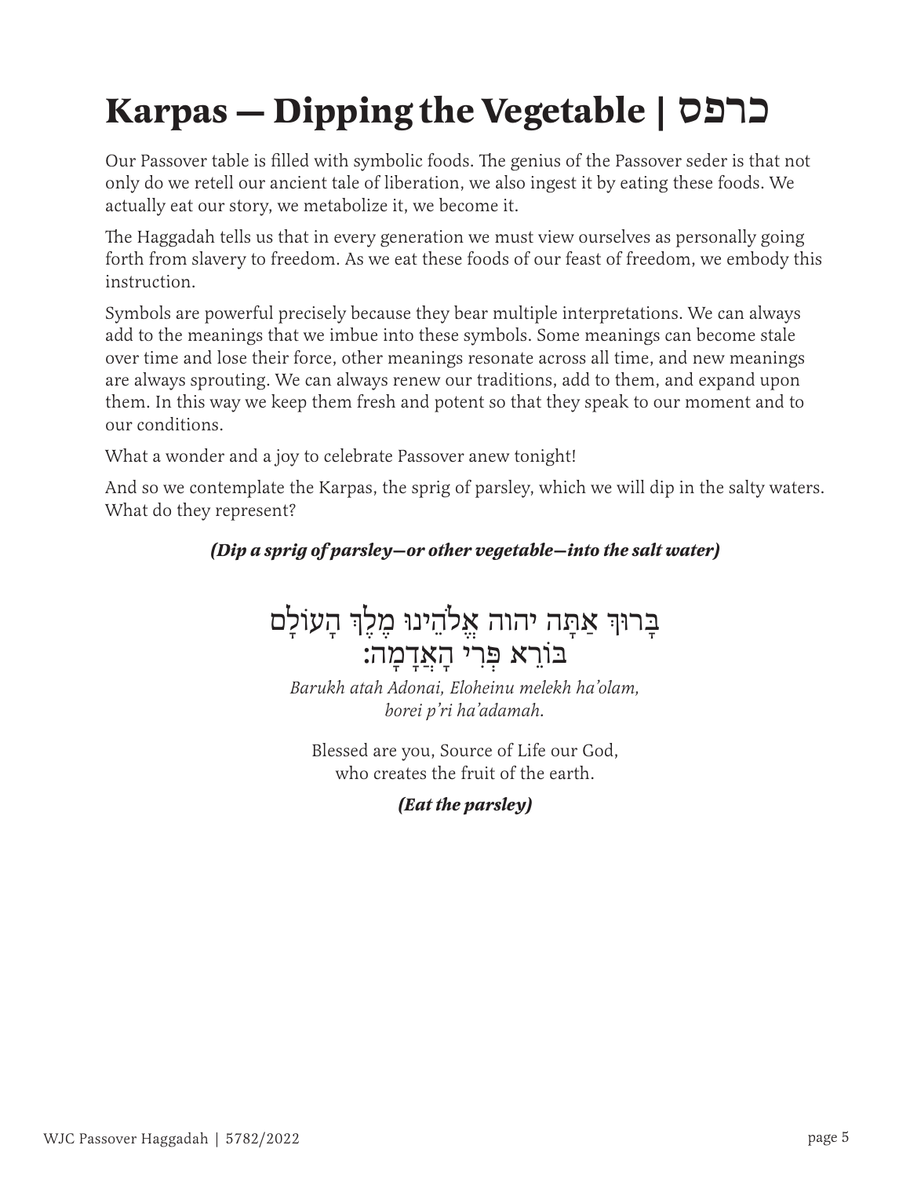# Karpas — Dipping the Vegetable | כרפס

Our Passover table is filled with symbolic foods. The genius of the Passover seder is that not only do we retell our ancient tale of liberation, we also ingest it by eating these foods. We actually eat our story, we metabolize it, we become it.

The Haggadah tells us that in every generation we must view ourselves as personally going forth from slavery to freedom. As we eat these foods of our feast of freedom, we embody this instruction.

Symbols are powerful precisely because they bear multiple interpretations. We can always add to the meanings that we imbue into these symbols. Some meanings can become stale over time and lose their force, other meanings resonate across all time, and new meanings are always sprouting. We can always renew our traditions, add to them, and expand upon them. In this way we keep them fresh and potent so that they speak to our moment and to our conditions.

What a wonder and a joy to celebrate Passover anew tonight!

And so we contemplate the Karpas, the sprig of parsley, which we will dip in the salty waters. What do they represent?

***(Dip a sprig of parsley—or other vegetable—into the salt water)***

בָּרוּךְ אַתָּה יהוה אֱלֹהֵינוּ מֶלֶךְ הָעוֹלָם
בּוֹרֵא פְּרִי הָאֲדָמָה:

*Barukh atah Adonai, Eloheinu melekh ha'olam,*
*borei p'ri ha'adamah.*

Blessed are you, Source of Life our God,
who creates the fruit of the earth.

***(Eat the parsley)***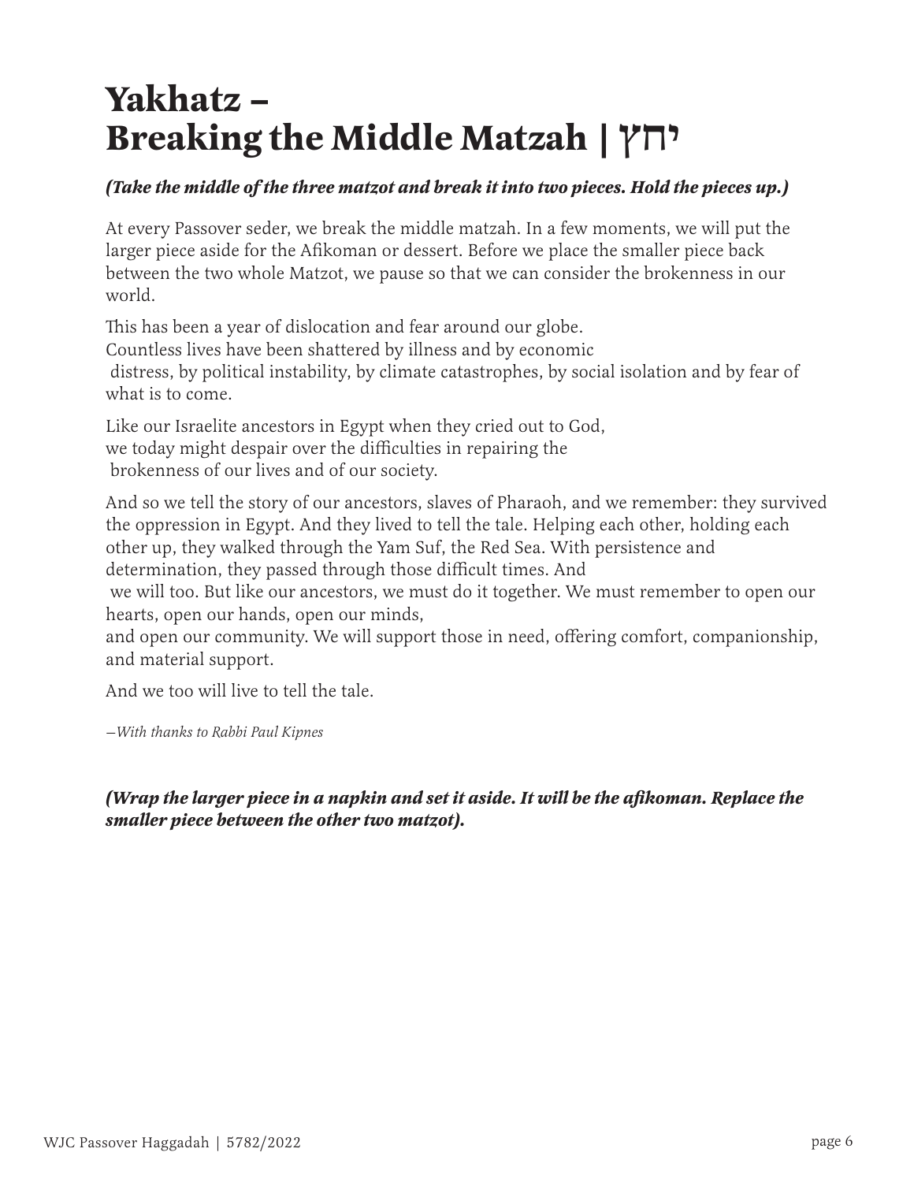# Yakhatz – Breaking the Middle Matzah | יחץ

***(Take the middle of the three matzot and break it into two pieces. Hold the pieces up.)***

At every Passover seder, we break the middle matzah. In a few moments, we will put the larger piece aside for the Afikoman or dessert. Before we place the smaller piece back between the two whole Matzot, we pause so that we can consider the brokenness in our world.

This has been a year of dislocation and fear around our globe.
Countless lives have been shattered by illness and by economic distress, by political instability, by climate catastrophes, by social isolation and by fear of what is to come.

Like our Israelite ancestors in Egypt when they cried out to God,
we today might despair over the difficulties in repairing the brokenness of our lives and of our society.

And so we tell the story of our ancestors, slaves of Pharaoh, and we remember: they survived the oppression in Egypt. And they lived to tell the tale. Helping each other, holding each other up, they walked through the Yam Suf, the Red Sea. With persistence and determination, they passed through those difficult times. And we will too. But like our ancestors, we must do it together. We must remember to open our hearts, open our hands, open our minds,
and open our community. We will support those in need, offering comfort, companionship, and material support.

And we too will live to tell the tale.

*—With thanks to Rabbi Paul Kipnes*

***(Wrap the larger piece in a napkin and set it aside. It will be the afikoman. Replace the smaller piece between the other two matzot).***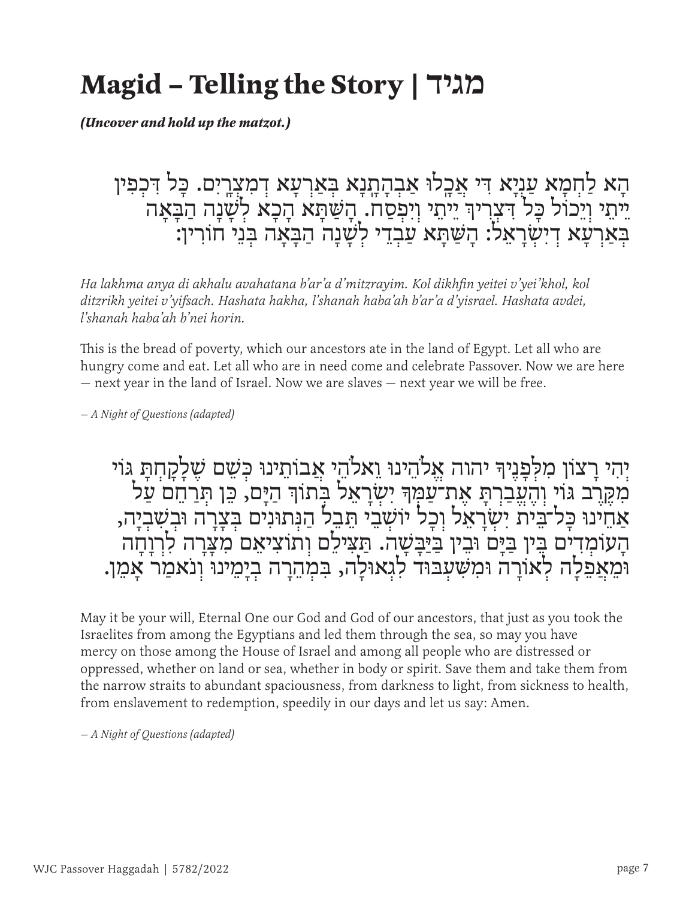# Magid – Telling the Story | מגיד

***(Uncover and hold up the matzot.)***

הָא לַחְמָא עַנְיָא דִּי אֲכָלוּ אַבְהָתָנָא בְּאַרְעָא דְמִצְרָיִם. כָּל דִּכְפִין יֵיתֵי וְיֵכוֹל כָּל דִּצְרִיךְ יֵיתֵי וְיִפְסַח. הָשַּׁתָּא הָכָא לְשָׁנָה הַבָּאָה בְּאַרְעָא דְיִשְׂרָאֵל: הָשַּׁתָּא עַבְדֵי לְשָׁנָה הַבָּאָה בְּנֵי חוֹרִין:

*Ha lakhma anya di akhalu avahatana b'ar'a d'mitzrayim. Kol dikhfin yeitei v'yei'khol, kol ditzrikh yeitei v'yifsach. Hashata hakha, l'shanah haba'ah b'ar'a d'yisrael. Hashata avdei, l'shanah haba'ah b'nei horin.*

This is the bread of poverty, which our ancestors ate in the land of Egypt. Let all who are hungry come and eat. Let all who are in need come and celebrate Passover. Now we are here — next year in the land of Israel. Now we are slaves — next year we will be free.

*— A Night of Questions (adapted)*

יְהִי רָצוֹן מִלְּפָנֶיךָ יהוה אֱלֹהֵינוּ וֵאלֹהֵי אֲבוֹתֵינוּ כְּשֵׁם שֶׁלָּקַחְתָּ גּוֹי מִקֶּרֶב גּוֹי וְהֶעֱבַרְתָּ אֶת־עַמְּךָ יִשְׂרָאֵל בְּתוֹךְ הַיָּם, כֵּן תְּרַחֵם עַל אַחֵינוּ כָּל־בֵּית יִשְׂרָאֵל וְכָל יוֹשְׁבֵי תֵּבֵל הַנְּתוּנִים בְּצָרָה וּבְשִׁבְיָה, הָעוֹמְדִים בֵּין בַּיָּם וּבֵין בַּיַּבָּשָׁה. תַּצִּילֵם וְתוֹצִיאֵם מִצָּרָה לִרְוָחָה וּמֵאֲפֵלָה לְאוֹרָה וּמִשִּׁעְבּוּד לִגְאוּלָּה, בִּמְהֵרָה בְיָמֵינוּ וְנֹאמַר אָמֵן.

May it be your will, Eternal One our God and God of our ancestors, that just as you took the Israelites from among the Egyptians and led them through the sea, so may you have mercy on those among the House of Israel and among all people who are distressed or oppressed, whether on land or sea, whether in body or spirit. Save them and take them from the narrow straits to abundant spaciousness, from darkness to light, from sickness to health, from enslavement to redemption, speedily in our days and let us say: Amen.

*— A Night of Questions (adapted)*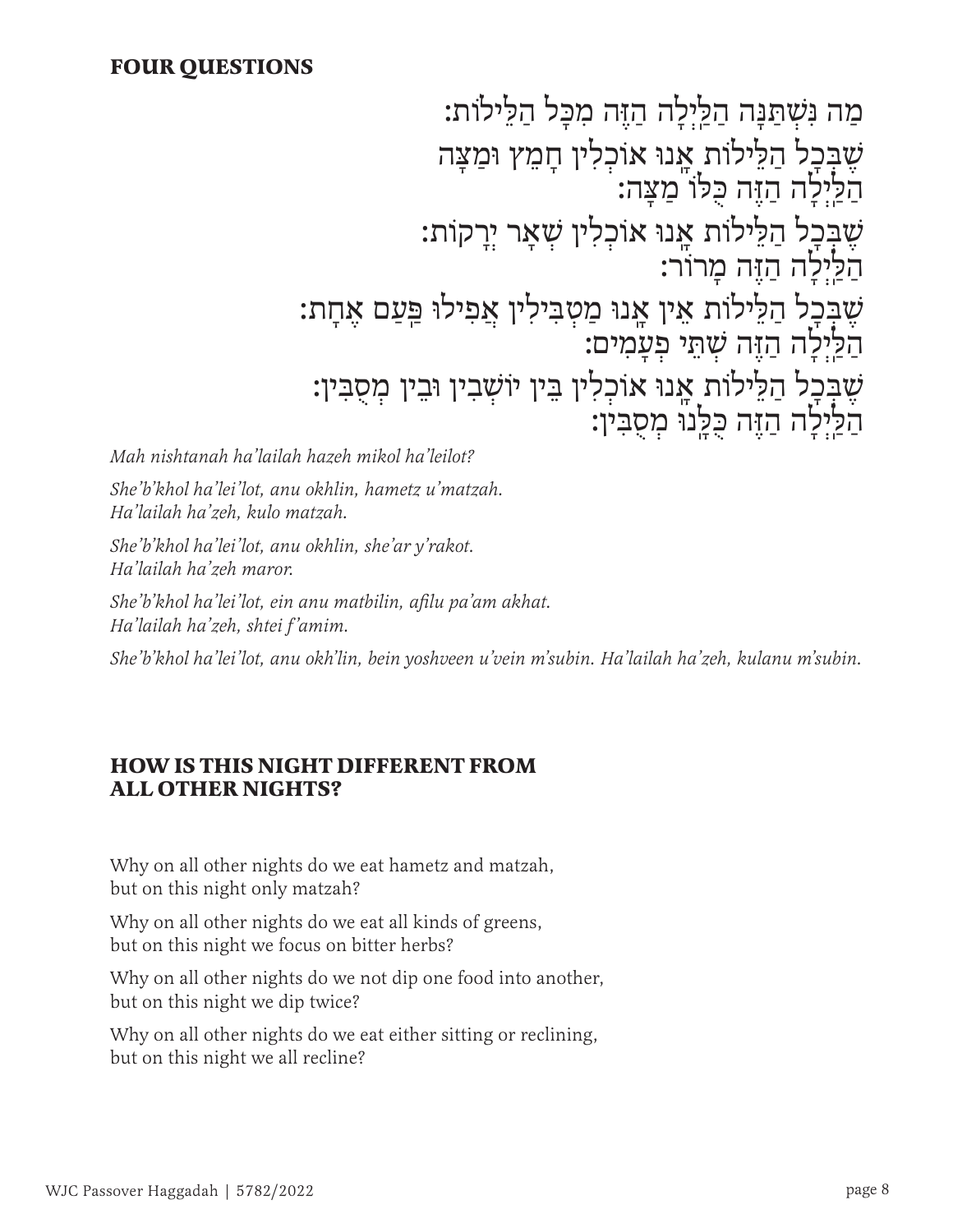## FOUR QUESTIONS

מַה נִּשְׁתַּנָּה הַלַּיְלָה הַזֶּה מִכָּל הַלֵּילוֹת:
שֶׁבְּכָל הַלֵּילוֹת אָנוּ אוֹכְלִין חָמֵץ וּמַצָּה
הַלַּיְלָה הַזֶּה כֻּלּוֹ מַצָּה:
שֶׁבְּכָל הַלֵּילוֹת אָנוּ אוֹכְלִין שְׁאָר יְרָקוֹת:
הַלַּיְלָה הַזֶּה מָרוֹר:
שֶׁבְּכָל הַלֵּילוֹת אֵין אָנוּ מַטְבִּילִין אֲפִילוּ פַּעַם אֶחָת:
הַלַּיְלָה הַזֶּה שְׁתֵּי פְעָמִים:
שֶׁבְּכָל הַלֵּילוֹת אָנוּ אוֹכְלִין בֵּין יוֹשְׁבִין וּבֵין מְסֻבִּין:
הַלַּיְלָה הַזֶּה כֻּלָּנוּ מְסֻבִּין:

*Mah nishtanah ha'lailah hazeh mikol ha'leilot?*

*She'b'khol ha'lei'lot, anu okhlin, hametz u'matzah.*
*Ha'lailah ha'zeh, kulo matzah.*

*She'b'khol ha'lei'lot, anu okhlin, she'ar y'rakot.*
*Ha'lailah ha'zeh maror.*

*She'b'khol ha'lei'lot, ein anu matbilin, afilu pa'am akhat.*
*Ha'lailah ha'zeh, shtei f'amim.*

*She'b'khol ha'lei'lot, anu okh'lin, bein yoshveen u'vein m'subin. Ha'lailah ha'zeh, kulanu m'subin.*

## HOW IS THIS NIGHT DIFFERENT FROM ALL OTHER NIGHTS?

Why on all other nights do we eat hametz and matzah,
but on this night only matzah?

Why on all other nights do we eat all kinds of greens,
but on this night we focus on bitter herbs?

Why on all other nights do we not dip one food into another,
but on this night we dip twice?

Why on all other nights do we eat either sitting or reclining,
but on this night we all recline?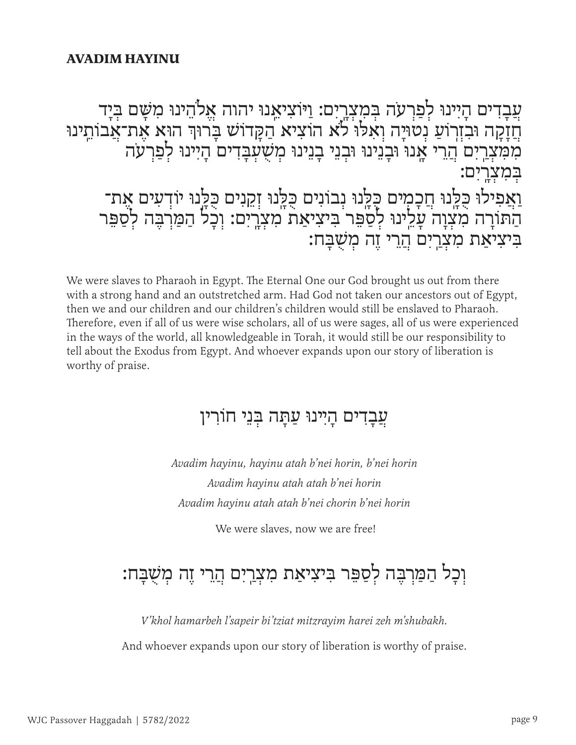## AVADIM HAYINU

עֲבָדִים הָיִינוּ לְפַרְעֹה בְּמִצְרָיִם: וַיּוֹצִיאֵנוּ יהוה אֱלֹהֵינוּ מִשָּׁם בְּיָד חֲזָקָה וּבִזְרֹעַ נְטוּיָה וְאִלּוּ לֹא הוֹצִיא הַקָּדוֹשׁ בָּרוּךְ הוּא אֶת־אֲבוֹתֵינוּ מִמִּצְרַיִם הֲרֵי אָנוּ וּבָנֵינוּ וּבְנֵי בָנֵינוּ מְשֻׁעְבָּדִים הָיִינוּ לְפַרְעֹה בְּמִצְרָיִם:

וַאֲפִילוּ כֻּלָּנוּ חֲכָמִים כֻּלָּנוּ נְבוֹנִים כֻּלָּנוּ זְקֵנִים כֻּלָּנוּ יוֹדְעִים אֶת־הַתּוֹרָה מִצְוָה עָלֵינוּ לְסַפֵּר בִּיצִיאַת מִצְרָיִם: וְכָל הַמַּרְבֶּה לְסַפֵּר בִּיצִיאַת מִצְרַיִם הֲרֵי זֶה מְשֻׁבָּח:

We were slaves to Pharaoh in Egypt. The Eternal One our God brought us out from there with a strong hand and an outstretched arm. Had God not taken our ancestors out of Egypt, then we and our children and our children's children would still be enslaved to Pharaoh. Therefore, even if all of us were wise scholars, all of us were sages, all of us were experienced in the ways of the world, all knowledgeable in Torah, it would still be our responsibility to tell about the Exodus from Egypt. And whoever expands upon our story of liberation is worthy of praise.

עֲבָדִים הָיִינוּ עַתָּה בְּנֵי חוֹרִין

*Avadim hayinu, hayinu atah b'nei horin, b'nei horin*
*Avadim hayinu atah atah b'nei horin*
*Avadim hayinu atah atah b'nei chorin b'nei horin*

We were slaves, now we are free!

וְכָל הַמַּרְבֶּה לְסַפֵּר בִּיצִיאַת מִצְרַיִם הֲרֵי זֶה מְשֻׁבָּח:

*V'khol hamarbeh l'sapeir bi'tziat mitzrayim harei zeh m'shubakh.*

And whoever expands upon our story of liberation is worthy of praise.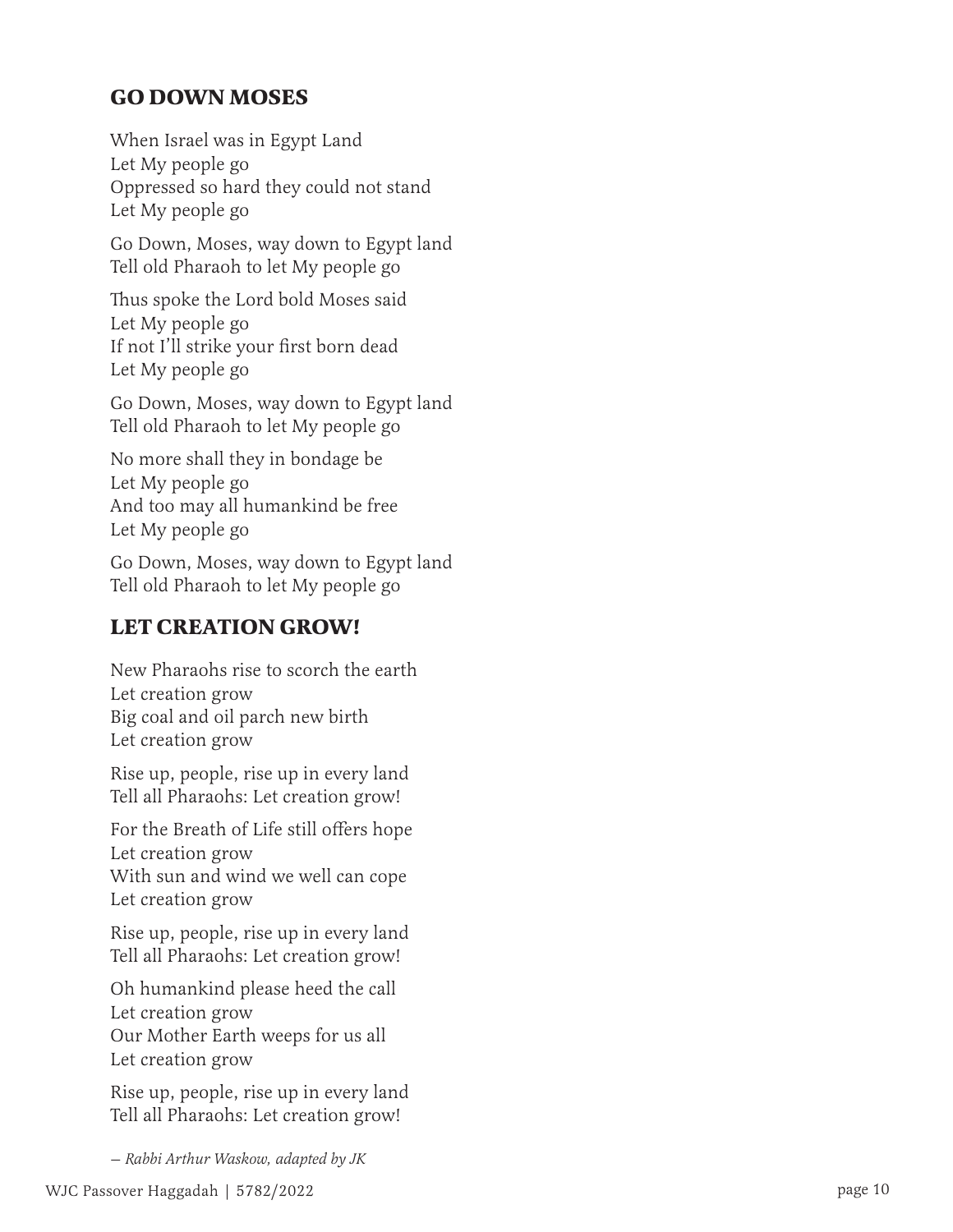## GO DOWN MOSES

When Israel was in Egypt Land
Let My people go
Oppressed so hard they could not stand
Let My people go

Go Down, Moses, way down to Egypt land
Tell old Pharaoh to let My people go

Thus spoke the Lord bold Moses said
Let My people go
If not I'll strike your first born dead
Let My people go

Go Down, Moses, way down to Egypt land
Tell old Pharaoh to let My people go

No more shall they in bondage be
Let My people go
And too may all humankind be free
Let My people go

Go Down, Moses, way down to Egypt land
Tell old Pharaoh to let My people go

## LET CREATION GROW!

New Pharaohs rise to scorch the earth
Let creation grow
Big coal and oil parch new birth
Let creation grow

Rise up, people, rise up in every land
Tell all Pharaohs: Let creation grow!

For the Breath of Life still offers hope
Let creation grow
With sun and wind we well can cope
Let creation grow

Rise up, people, rise up in every land
Tell all Pharaohs: Let creation grow!

Oh humankind please heed the call
Let creation grow
Our Mother Earth weeps for us all
Let creation grow

Rise up, people, rise up in every land
Tell all Pharaohs: Let creation grow!

*— Rabbi Arthur Waskow, adapted by JK*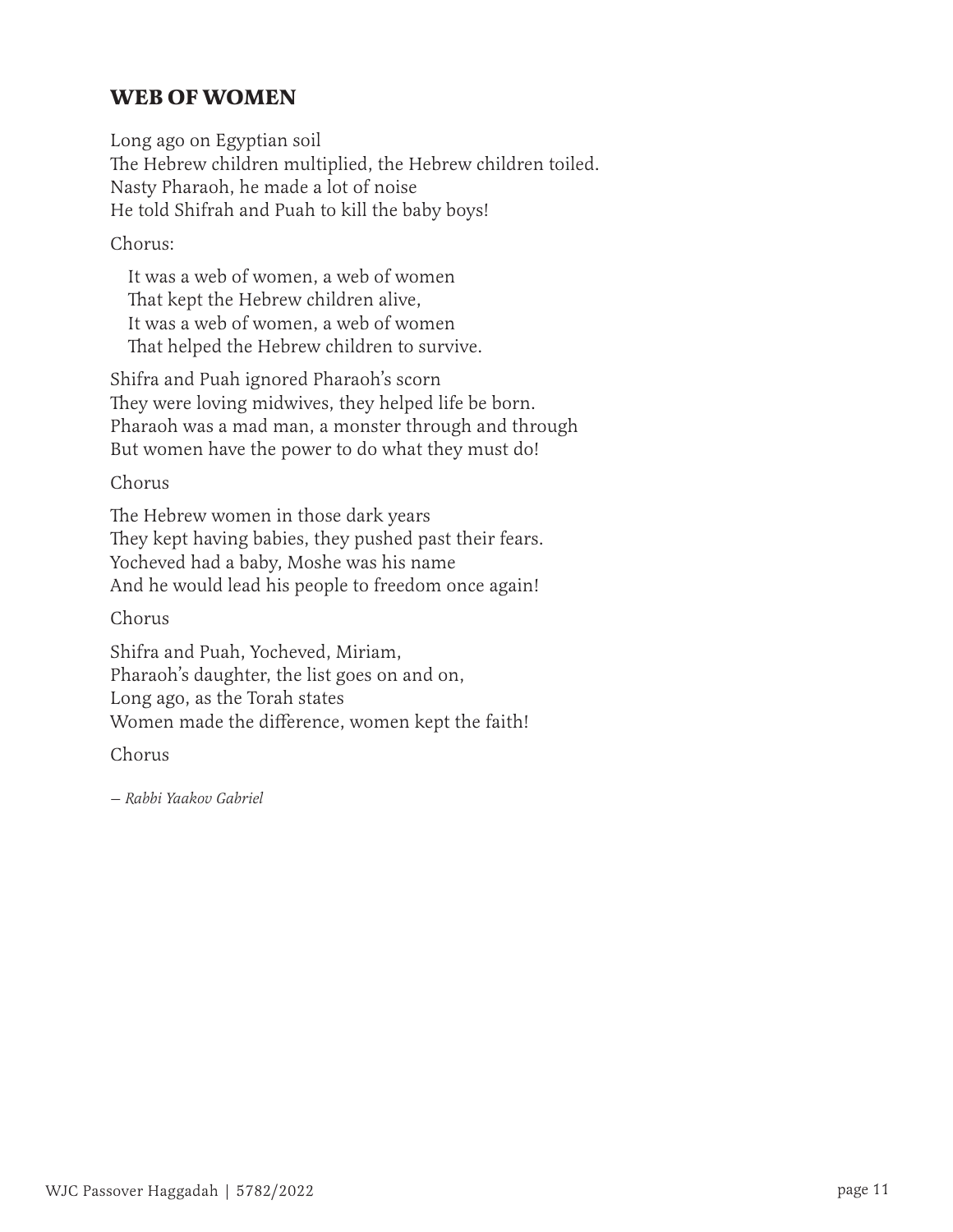## WEB OF WOMEN

Long ago on Egyptian soil  
The Hebrew children multiplied, the Hebrew children toiled.  
Nasty Pharaoh, he made a lot of noise  
He told Shifrah and Puah to kill the baby boys!

Chorus:

> It was a web of women, a web of women  
> That kept the Hebrew children alive,  
> It was a web of women, a web of women  
> That helped the Hebrew children to survive.

Shifra and Puah ignored Pharaoh's scorn  
They were loving midwives, they helped life be born.  
Pharaoh was a mad man, a monster through and through  
But women have the power to do what they must do!

Chorus

The Hebrew women in those dark years  
They kept having babies, they pushed past their fears.  
Yocheved had a baby, Moshe was his name  
And he would lead his people to freedom once again!

Chorus

Shifra and Puah, Yocheved, Miriam,  
Pharaoh's daughter, the list goes on and on,  
Long ago, as the Torah states  
Women made the difference, women kept the faith!

Chorus

*— Rabbi Yaakov Gabriel*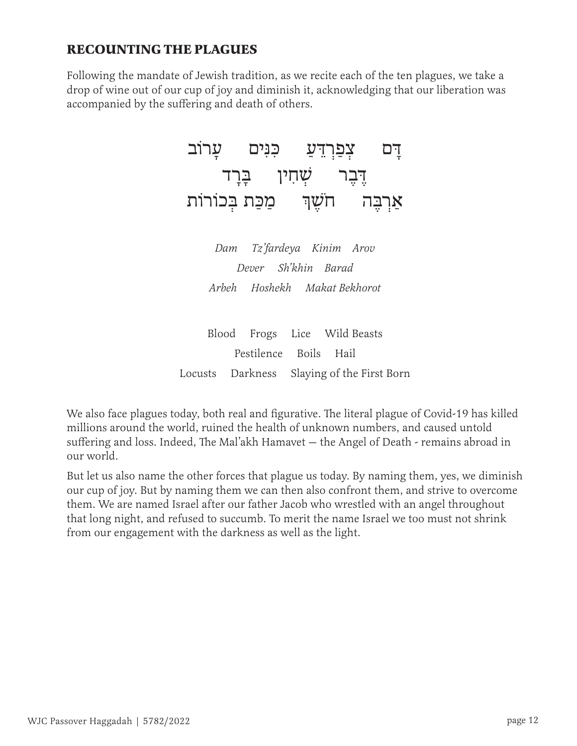## RECOUNTING THE PLAGUES

Following the mandate of Jewish tradition, as we recite each of the ten plagues, we take a drop of wine out of our cup of joy and diminish it, acknowledging that our liberation was accompanied by the suffering and death of others.

דָּם צְפַרְדֵּעַ כִּנִּים עָרוֹב
דֶּבֶר שְׁחִין בָּרָד
אַרְבֶּה חֹשֶׁךְ מַכַּת בְּכוֹרוֹת

*Dam Tz'fardeya Kinim Arov*
*Dever Sh'khin Barad*
*Arbeh Hoshekh Makat Bekhorot*

Blood Frogs Lice Wild Beasts
Pestilence Boils Hail
Locusts Darkness Slaying of the First Born

We also face plagues today, both real and figurative. The literal plague of Covid-19 has killed millions around the world, ruined the health of unknown numbers, and caused untold suffering and loss. Indeed, The Mal'akh Hamavet — the Angel of Death - remains abroad in our world.

But let us also name the other forces that plague us today. By naming them, yes, we diminish our cup of joy. But by naming them we can then also confront them, and strive to overcome them. We are named Israel after our father Jacob who wrestled with an angel throughout that long night, and refused to succumb. To merit the name Israel we too must not shrink from our engagement with the darkness as well as the light.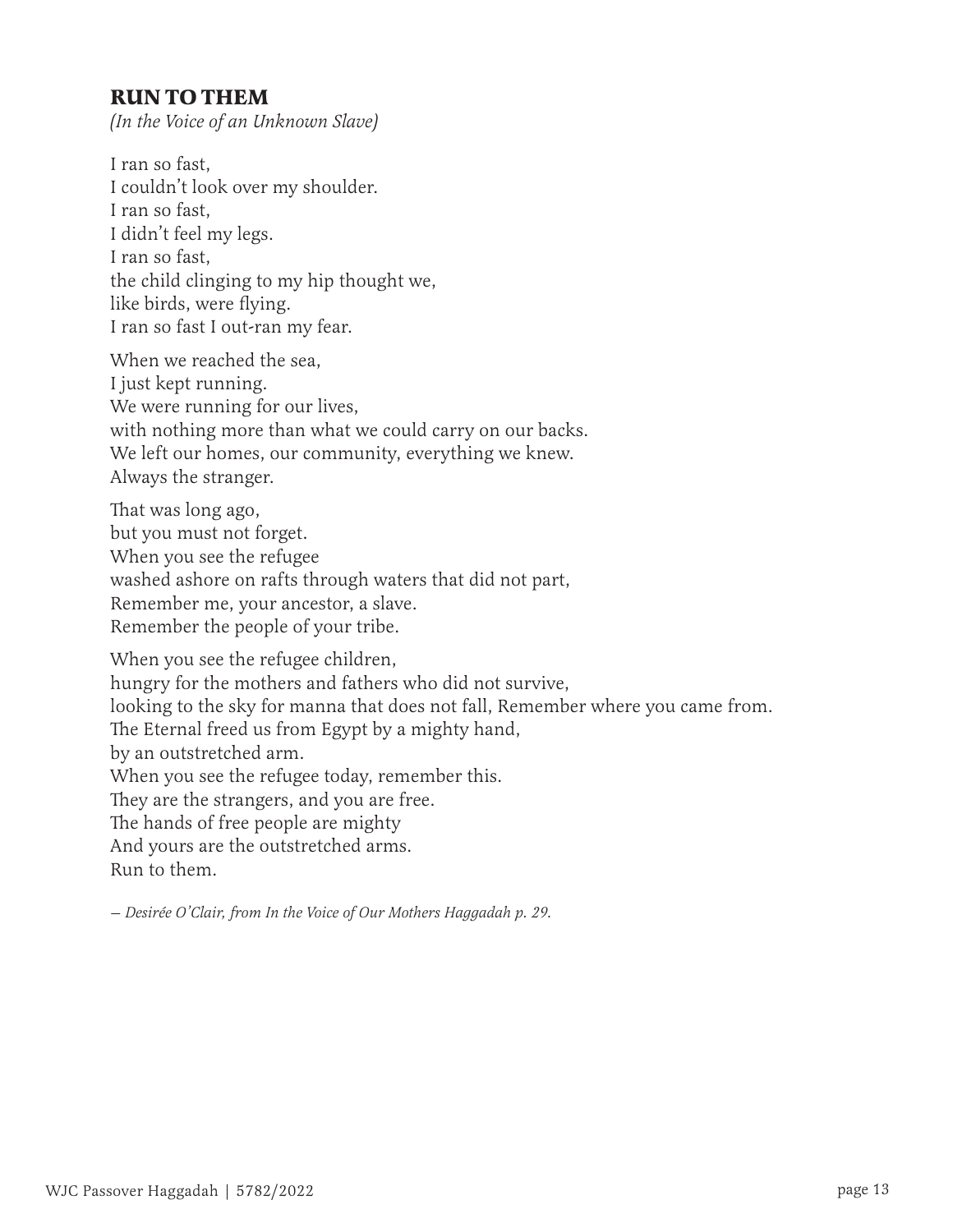## RUN TO THEM

*(In the Voice of an Unknown Slave)*

I ran so fast,  
I couldn't look over my shoulder.  
I ran so fast,  
I didn't feel my legs.  
I ran so fast,  
the child clinging to my hip thought we,  
like birds, were flying.  
I ran so fast I out-ran my fear.

When we reached the sea,  
I just kept running.  
We were running for our lives,  
with nothing more than what we could carry on our backs.  
We left our homes, our community, everything we knew.  
Always the stranger.

That was long ago,  
but you must not forget.  
When you see the refugee  
washed ashore on rafts through waters that did not part,  
Remember me, your ancestor, a slave.  
Remember the people of your tribe.

When you see the refugee children,  
hungry for the mothers and fathers who did not survive,  
looking to the sky for manna that does not fall, Remember where you came from.  
The Eternal freed us from Egypt by a mighty hand,  
by an outstretched arm.  
When you see the refugee today, remember this.  
They are the strangers, and you are free.  
The hands of free people are mighty  
And yours are the outstretched arms.  
Run to them.

*— Desirée O'Clair, from In the Voice of Our Mothers Haggadah p. 29.*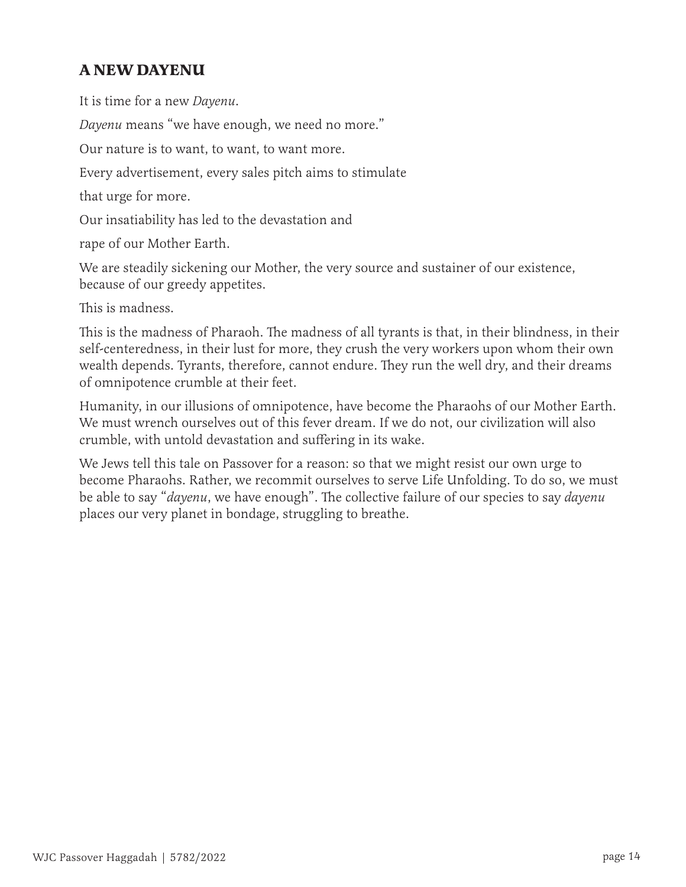## A NEW DAYENU

It is time for a new *Dayenu*.

*Dayenu* means "we have enough, we need no more."

Our nature is to want, to want, to want more.

Every advertisement, every sales pitch aims to stimulate

that urge for more.

Our insatiability has led to the devastation and

rape of our Mother Earth.

We are steadily sickening our Mother, the very source and sustainer of our existence, because of our greedy appetites.

This is madness.

This is the madness of Pharaoh. The madness of all tyrants is that, in their blindness, in their self-centeredness, in their lust for more, they crush the very workers upon whom their own wealth depends. Tyrants, therefore, cannot endure. They run the well dry, and their dreams of omnipotence crumble at their feet.

Humanity, in our illusions of omnipotence, have become the Pharaohs of our Mother Earth. We must wrench ourselves out of this fever dream. If we do not, our civilization will also crumble, with untold devastation and suffering in its wake.

We Jews tell this tale on Passover for a reason: so that we might resist our own urge to become Pharaohs. Rather, we recommit ourselves to serve Life Unfolding. To do so, we must be able to say "*dayenu*, we have enough". The collective failure of our species to say *dayenu* places our very planet in bondage, struggling to breathe.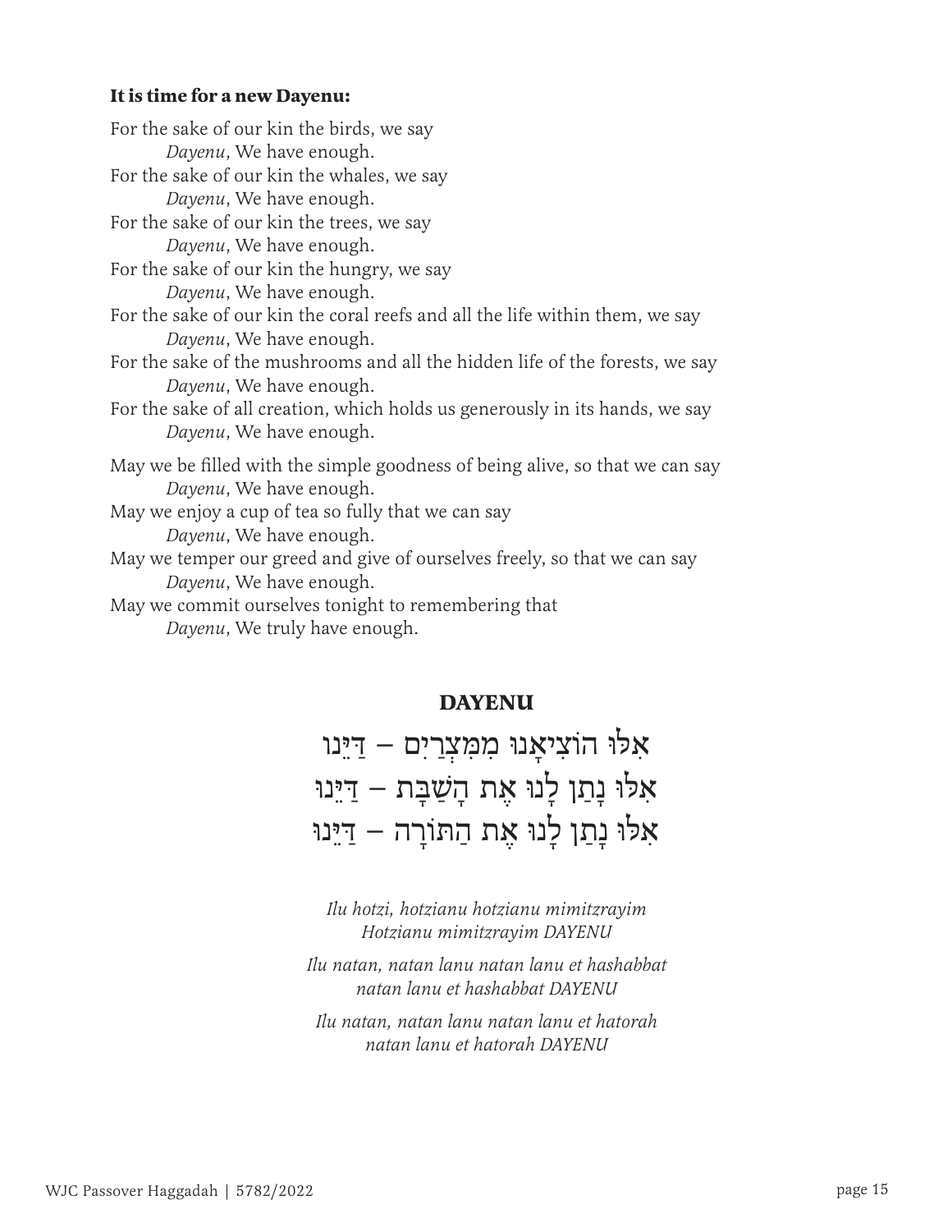**It is time for a new Dayenu:**

For the sake of our kin the birds, we say
*Dayenu*, We have enough.
For the sake of our kin the whales, we say
*Dayenu*, We have enough.
For the sake of our kin the trees, we say
*Dayenu*, We have enough.
For the sake of our kin the hungry, we say
*Dayenu*, We have enough.
For the sake of our kin the coral reefs and all the life within them, we say
*Dayenu*, We have enough.
For the sake of the mushrooms and all the hidden life of the forests, we say
*Dayenu*, We have enough.
For the sake of all creation, which holds us generously in its hands, we say
*Dayenu*, We have enough.

May we be filled with the simple goodness of being alive, so that we can say
*Dayenu*, We have enough.
May we enjoy a cup of tea so fully that we can say
*Dayenu*, We have enough.
May we temper our greed and give of ourselves freely, so that we can say
*Dayenu*, We have enough.
May we commit ourselves tonight to remembering that
*Dayenu*, We truly have enough.

## DAYENU

אִלּוּ הוֹצִיאָנוּ מִמִּצְרַיִם – דַּיֵּנוּ
אִלּוּ נָתַן לָנוּ אֶת הַשַּׁבָּת – דַּיֵּנוּ
אִלּוּ נָתַן לָנוּ אֶת הַתּוֹרָה – דַּיֵּנוּ

*Ilu hotzi, hotzianu hotzianu mimitzrayim*
*Hotzianu mimitzrayim DAYENU*

*Ilu natan, natan lanu natan lanu et hashabbat*
*natan lanu et hashabbat DAYENU*

*Ilu natan, natan lanu natan lanu et hatorah*
*natan lanu et hatorah DAYENU*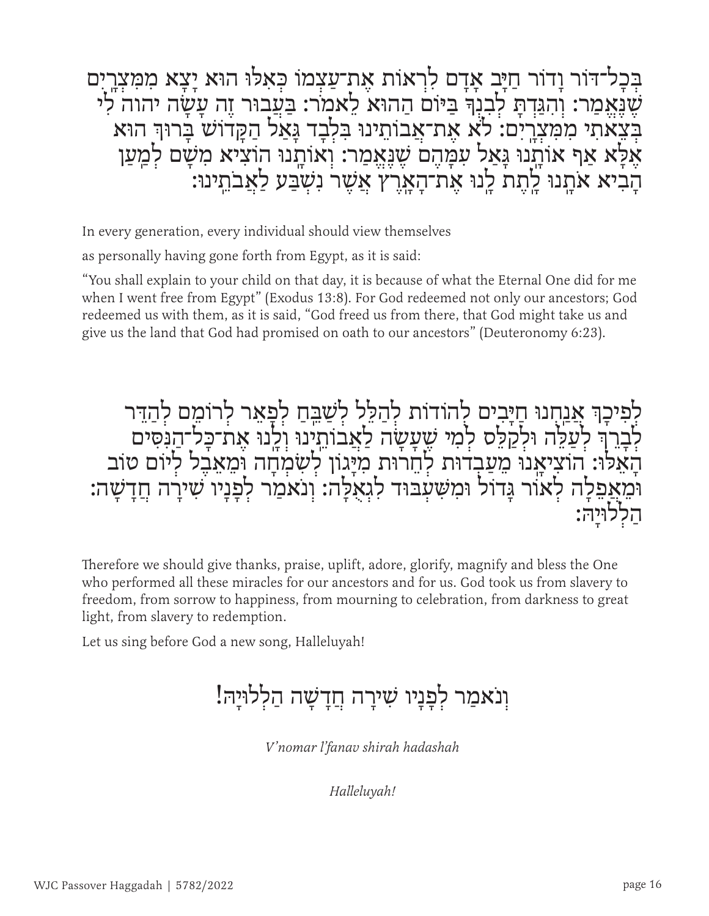בְּכָל־דּוֹר וָדוֹר חַיָּב אָדָם לִרְאוֹת אֶת־עַצְמוֹ כְּאִלּוּ הוּא יָצָא מִמִּצְרָיִם שֶׁנֶּאֱמַר: וְהִגַּדְתָּ לְבִנְךָ בַּיּוֹם הַהוּא לֵאמֹר: בַּעֲבוּר זֶה עָשָׂה יהוה לִי בְּצֵאתִי מִמִּצְרָיִם: לֹא אֶת־אֲבוֹתֵינוּ בִּלְבָד גָּאַל הַקָּדוֹשׁ בָּרוּךְ הוּא אֶלָּא אַף אוֹתָנוּ גָּאַל עִמָּהֶם שֶׁנֶּאֱמַר: וְאוֹתָנוּ הוֹצִיא מִשָּׁם לְמַעַן הָבִיא אֹתָנוּ לָתֶת לָנוּ אֶת־הָאָרֶץ אֲשֶׁר נִשְׁבַּע לַאֲבֹתֵינוּ:

In every generation, every individual should view themselves

as personally having gone forth from Egypt, as it is said:

"You shall explain to your child on that day, it is because of what the Eternal One did for me when I went free from Egypt" (Exodus 13:8). For God redeemed not only our ancestors; God redeemed us with them, as it is said, "God freed us from there, that God might take us and give us the land that God had promised on oath to our ancestors" (Deuteronomy 6:23).

לְפִיכָךְ אֲנַחְנוּ חַיָּבִים לְהוֹדוֹת לְהַלֵּל לְשַׁבֵּחַ לְפָאֵר לְרוֹמֵם לְהַדֵּר לְבָרֵךְ לְעַלֵּה וּלְקַלֵּס לְמִי שֶׁעָשָׂה לַאֲבוֹתֵינוּ וְלָנוּ אֶת־כָּל־הַנִּסִּים הָאֵלּוּ: הוֹצִיאָנוּ מֵעַבְדוּת לְחֵרוּת מִיָּגוֹן לְשִׂמְחָה וּמֵאֵבֶל לְיוֹם טוֹב וּמֵאֲפֵלָה לְאוֹר גָּדוֹל וּמִשִּׁעְבּוּד לִגְאֻלָּה: וְנֹאמַר לְפָנָיו שִׁירָה חֲדָשָׁה: הַלְלוּיָהּ:

Therefore we should give thanks, praise, uplift, adore, glorify, magnify and bless the One who performed all these miracles for our ancestors and for us. God took us from slavery to freedom, from sorrow to happiness, from mourning to celebration, from darkness to great light, from slavery to redemption.

Let us sing before God a new song, Halleluyah!

וְנֹאמַר לְפָנָיו שִׁירָה חֲדָשָׁה הַלְלוּיָהּ!

*V'nomar l'fanav shirah hadashah*

*Halleluyah!*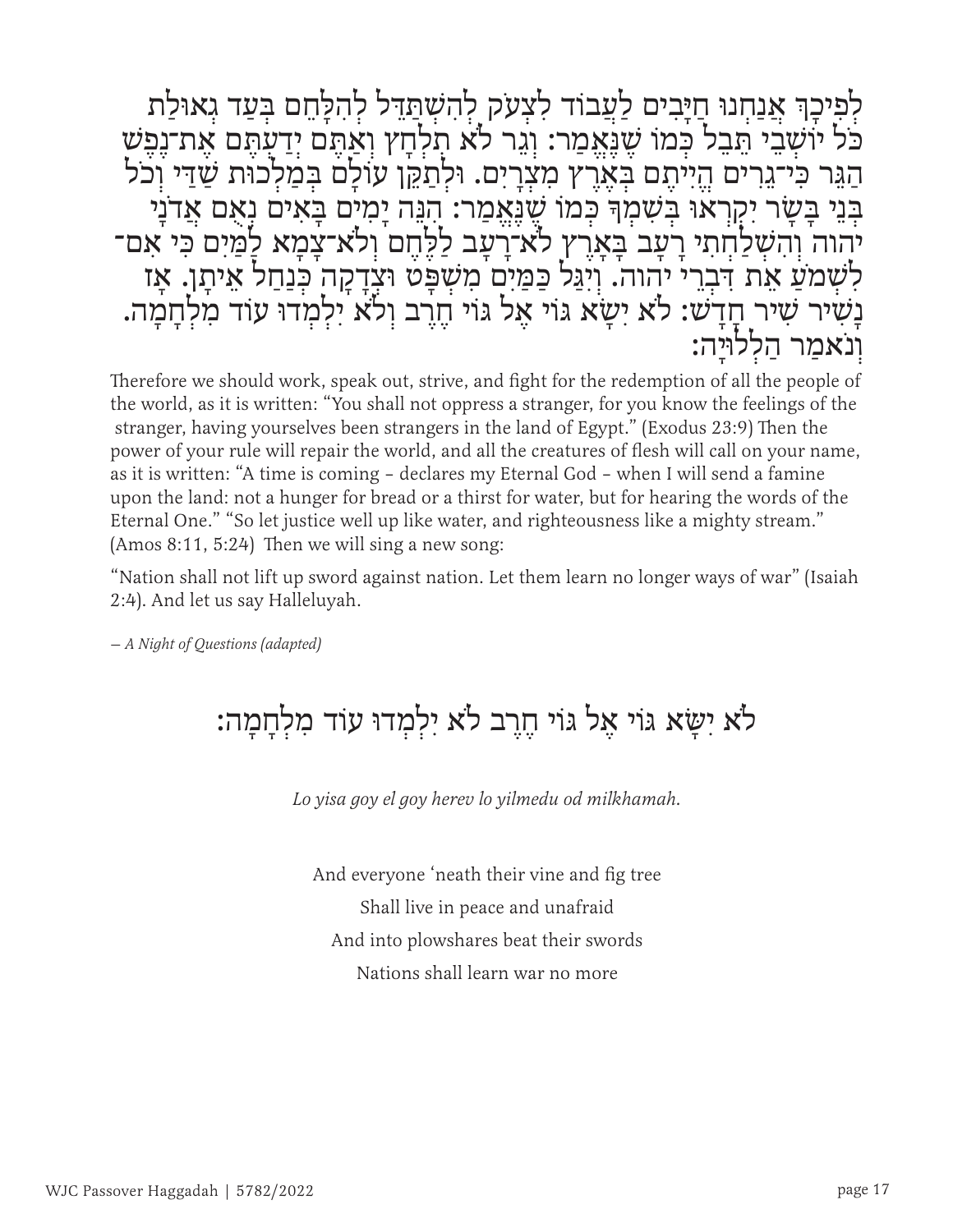לְפִיכָךְ אֲנַחְנוּ חַיָּבִים לַעֲבוֹד לִצְעֹק לְהִשְׁתַּדֵּל לְהִלָּחֵם בְּעַד גְאוּלַּת כֹּל יוֹשְׁבֵי תֵּבֵל כְּמוֹ שֶׁנֶּאֱמַר: וְגֵר לֹא תִלְחָץ וְאַתֶּם יְדַעְתֶּם אֶת־נֶפֶשׁ הַגֵּר כִּי־גֵרִים הֱיִיתֶם בְּאֶרֶץ מִצְרָיִם. וּלְתַקֵּן עוֹלָם בְּמַלְכוּת שַׁדַּי וְכֹל בְּנֵי בָשָׂר יִקְרְאוּ בִשְׁמֶךָ כְּמוֹ שֶׁנֶּאֱמַר: הִנֵּה יָמִים בָּאִים נְאֻם אֲדֹנָי יהוה וְהִשְׁלַחְתִּי רָעָב בָּאָרֶץ לֹא־רָעָב לַלֶּחֶם וְלֹא־צָמָא לַמַּיִם כִּי אִם־לִשְׁמֹעַ אֵת דִּבְרֵי יהוה. וְיִגַּל כַּמַּיִם מִשְׁפָּט וּצְדָקָה כְּנַחַל אֵיתָן. אָז נָשִׁיר שִׁיר חָדָשׁ: לֹא יִשָּׂא גוֹי אֶל גוֹי חֶרֶב וְלֹא יִלְמְדוּ עוֹד מִלְחָמָה. וְנֹאמַר הַלְלוּיָהּ:

Therefore we should work, speak out, strive, and fight for the redemption of all the people of the world, as it is written: "You shall not oppress a stranger, for you know the feelings of the stranger, having yourselves been strangers in the land of Egypt." (Exodus 23:9) Then the power of your rule will repair the world, and all the creatures of flesh will call on your name, as it is written: "A time is coming – declares my Eternal God – when I will send a famine upon the land: not a hunger for bread or a thirst for water, but for hearing the words of the Eternal One." "So let justice well up like water, and righteousness like a mighty stream." (Amos 8:11, 5:24) Then we will sing a new song:

"Nation shall not lift up sword against nation. Let them learn no longer ways of war" (Isaiah 2:4). And let us say Halleluyah.

— *A Night of Questions (adapted)*

## לֹא יִשָּׂא גוֹי אֶל גוֹי חֶרֶב לֹא יִלְמְדוּ עוֹד מִלְחָמָה:

*Lo yisa goy el goy herev lo yilmedu od milkhamah.*

And everyone 'neath their vine and fig tree
Shall live in peace and unafraid
And into plowshares beat their swords
Nations shall learn war no more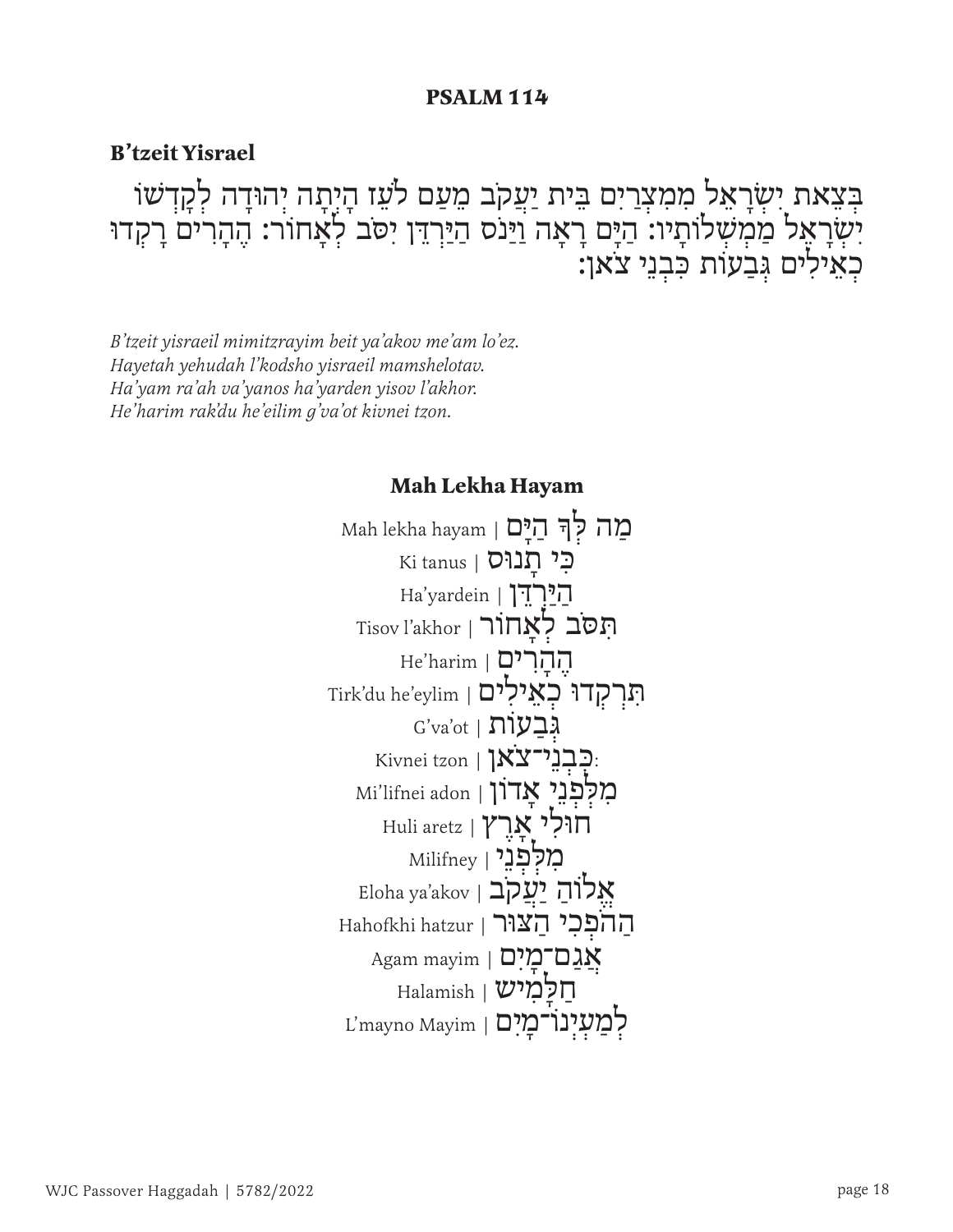**PSALM 114**

## B'tzeit Yisrael

בְּצֵאת יִשְׂרָאֵל מִמִּצְרָיִם בֵּית יַעֲקֹב מֵעַם לֹעֵז הָיְתָה יְהוּדָה לְקָדְשׁוֹ
יִשְׂרָאֵל מַמְשְׁלוֹתָיו: הַיָּם רָאָה וַיָּנֹס הַיַּרְדֵּן יִסֹּב לְאָחוֹר: הֶהָרִים רָקְדוּ
כְאֵילִים גְּבָעוֹת כִּבְנֵי צֹאן:

*B'tzeit yisraeil mimitzrayim beit ya'akov me'am lo'ez.*
*Hayetah yehudah l'kodsho yisraeil mamshelotav.*
*Ha'yam ra'ah va'yanos ha'yarden yisov l'akhor.*
*He'harim rak'du he'eilim g'va'ot kivnei tzon.*

## Mah Lekha Hayam

Mah lekha hayam | מַה לְּךָ הַיָּם
Ki tanus | כִּי תָנוּס
Ha'yardein | הַיַּרְדֵּן
Tisov l'akhor | תִּסֹּב לְאָחוֹר
He'harim | הֶהָרִים
Tirk'du he'eylim | תִּרְקְדוּ כְאֵילִים
G'va'ot | גְּבָעוֹת
Kivnei tzon | כִּבְנֵי־צֹאן:
Mi'lifnei adon | מִלִּפְנֵי אָדוֹן
Huli aretz | חוּלִי אָרֶץ
Milifney | מִלִּפְנֵי
Eloha ya'akov | אֱלוֹהַ יַעֲקֹב
Hahofkhi hatzur | הַהֹפְכִי הַצּוּר
Agam mayim | אֲגַם־מָיִם
Halamish | חַלָּמִישׁ
L'mayno Mayim | לְמַעְיְנוֹ־מָיִם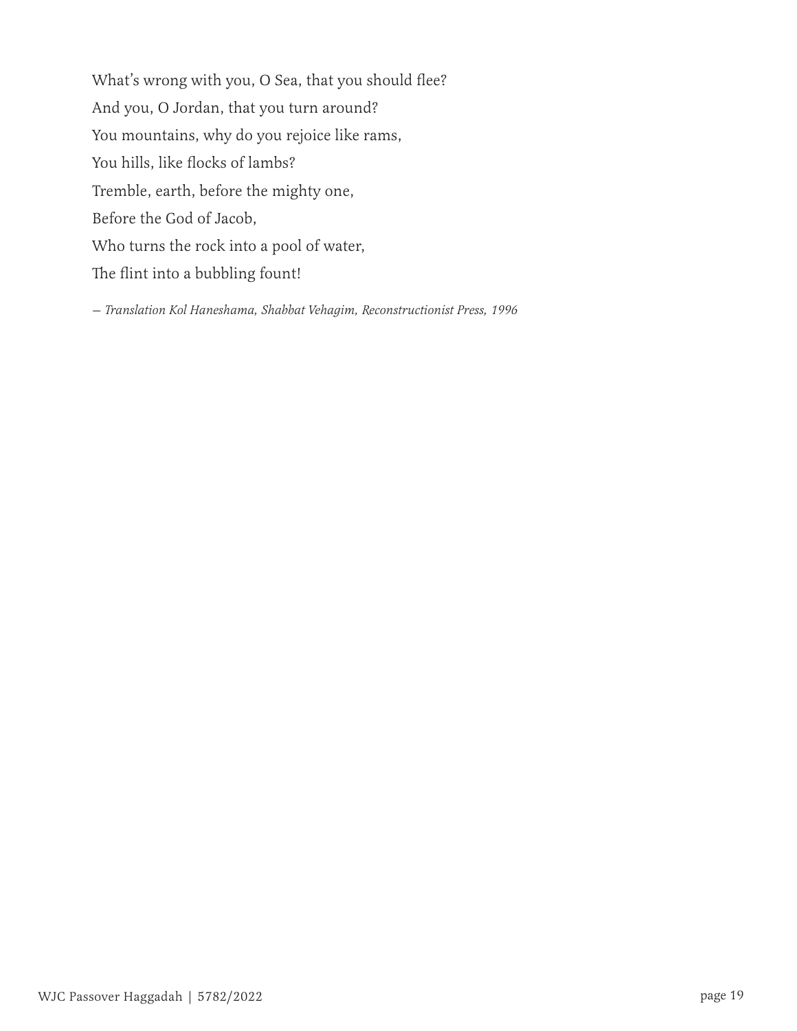What's wrong with you, O Sea, that you should flee?  
And you, O Jordan, that you turn around?  
You mountains, why do you rejoice like rams,  
You hills, like flocks of lambs?  
Tremble, earth, before the mighty one,  
Before the God of Jacob,  
Who turns the rock into a pool of water,  
The flint into a bubbling fount!

*— Translation Kol Haneshama, Shabbat Vehagim, Reconstructionist Press, 1996*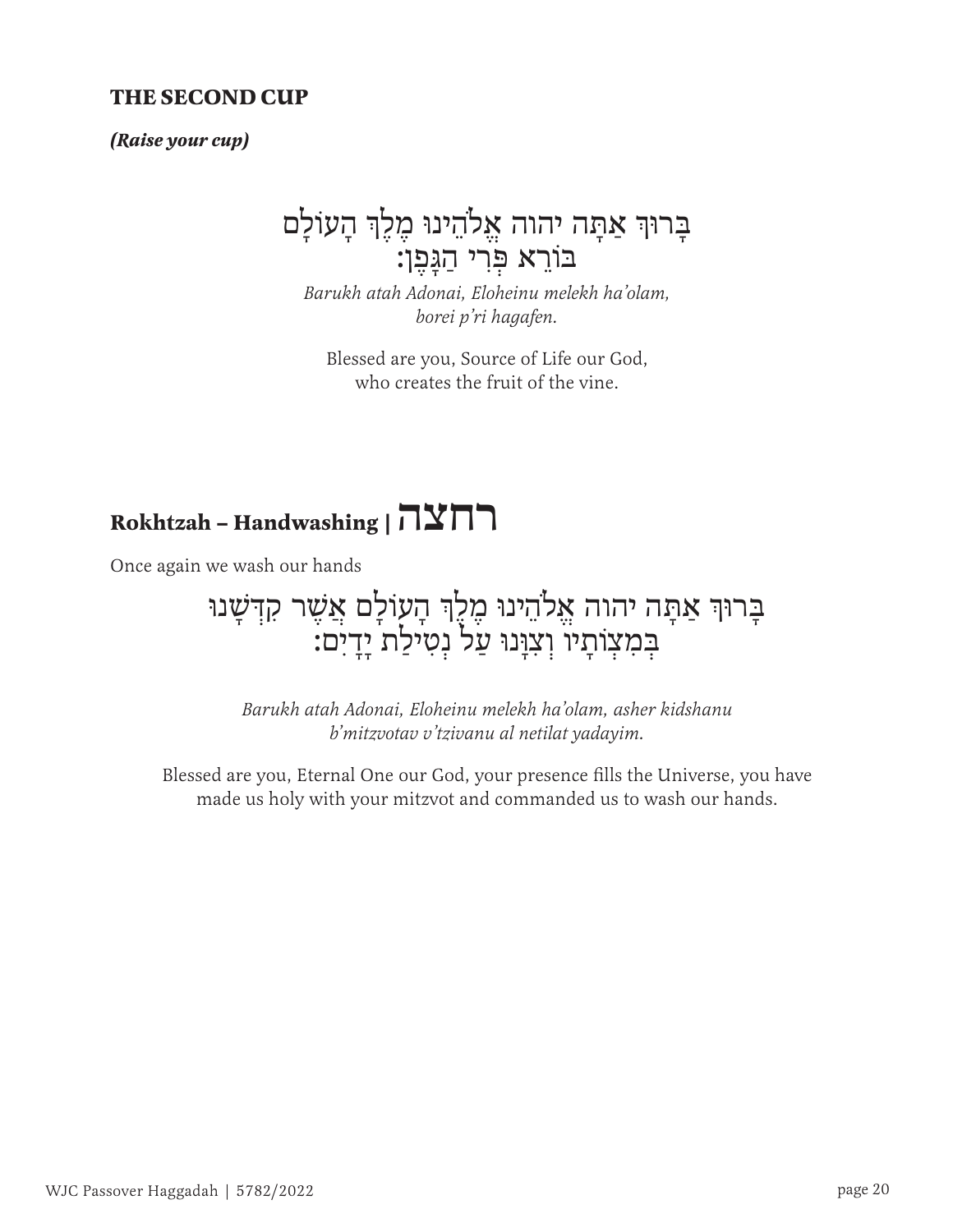### THE SECOND CUP

***(Raise your cup)***

בָּרוּךְ אַתָּה יהוה אֱלֹהֵינוּ מֶלֶךְ הָעוֹלָם
בּוֹרֵא פְּרִי הַגָּפֶן:

*Barukh atah Adonai, Eloheinu melekh ha'olam,*
*borei p'ri hagafen.*

Blessed are you, Source of Life our God,
who creates the fruit of the vine.

## Rokhtzah – Handwashing | רחצה

Once again we wash our hands

בָּרוּךְ אַתָּה יהוה אֱלֹהֵינוּ מֶלֶךְ הָעוֹלָם אֲשֶׁר קִדְּשָׁנוּ
בְּמִצְוֹתָיו וְצִוָּנוּ עַל נְטִילַת יָדָיִם:

*Barukh atah Adonai, Eloheinu melekh ha'olam, asher kidshanu*
*b'mitzvotav v'tzivanu al netilat yadayim.*

Blessed are you, Eternal One our God, your presence fills the Universe, you have made us holy with your mitzvot and commanded us to wash our hands.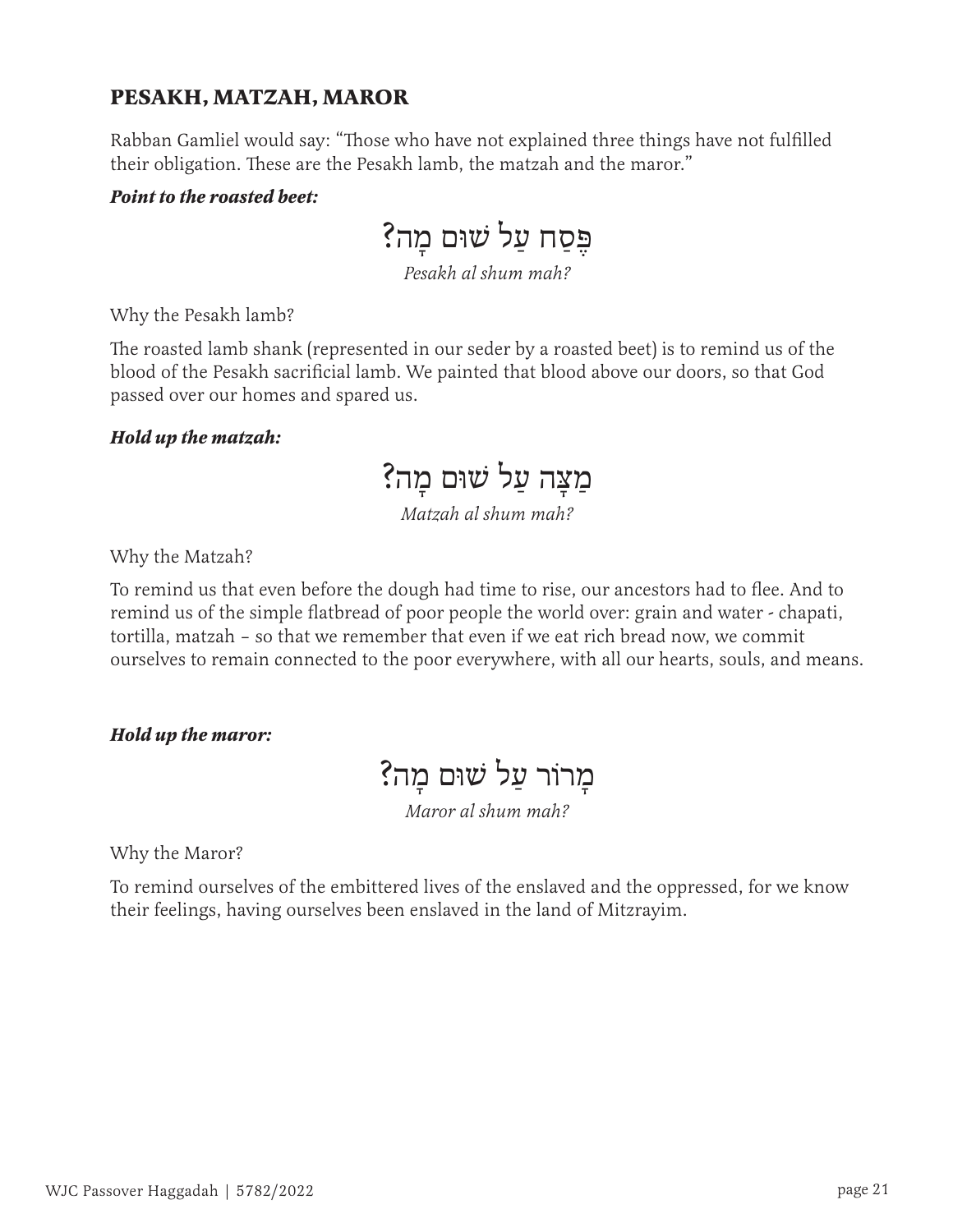## PESAKH, MATZAH, MAROR

Rabban Gamliel would say: "Those who have not explained three things have not fulfilled their obligation. These are the Pesakh lamb, the matzah and the maror."

***Point to the roasted beet:***

פֶּסַח עַל שׁוּם מָה?

*Pesakh al shum mah?*

Why the Pesakh lamb?

The roasted lamb shank (represented in our seder by a roasted beet) is to remind us of the blood of the Pesakh sacrificial lamb. We painted that blood above our doors, so that God passed over our homes and spared us.

***Hold up the matzah:***

מַצָּה עַל שׁוּם מָה?

*Matzah al shum mah?*

Why the Matzah?

To remind us that even before the dough had time to rise, our ancestors had to flee. And to remind us of the simple flatbread of poor people the world over: grain and water - chapati, tortilla, matzah – so that we remember that even if we eat rich bread now, we commit ourselves to remain connected to the poor everywhere, with all our hearts, souls, and means.

***Hold up the maror:***

מָרוֹר עַל שׁוּם מָה?

*Maror al shum mah?*

Why the Maror?

To remind ourselves of the embittered lives of the enslaved and the oppressed, for we know their feelings, having ourselves been enslaved in the land of Mitzrayim.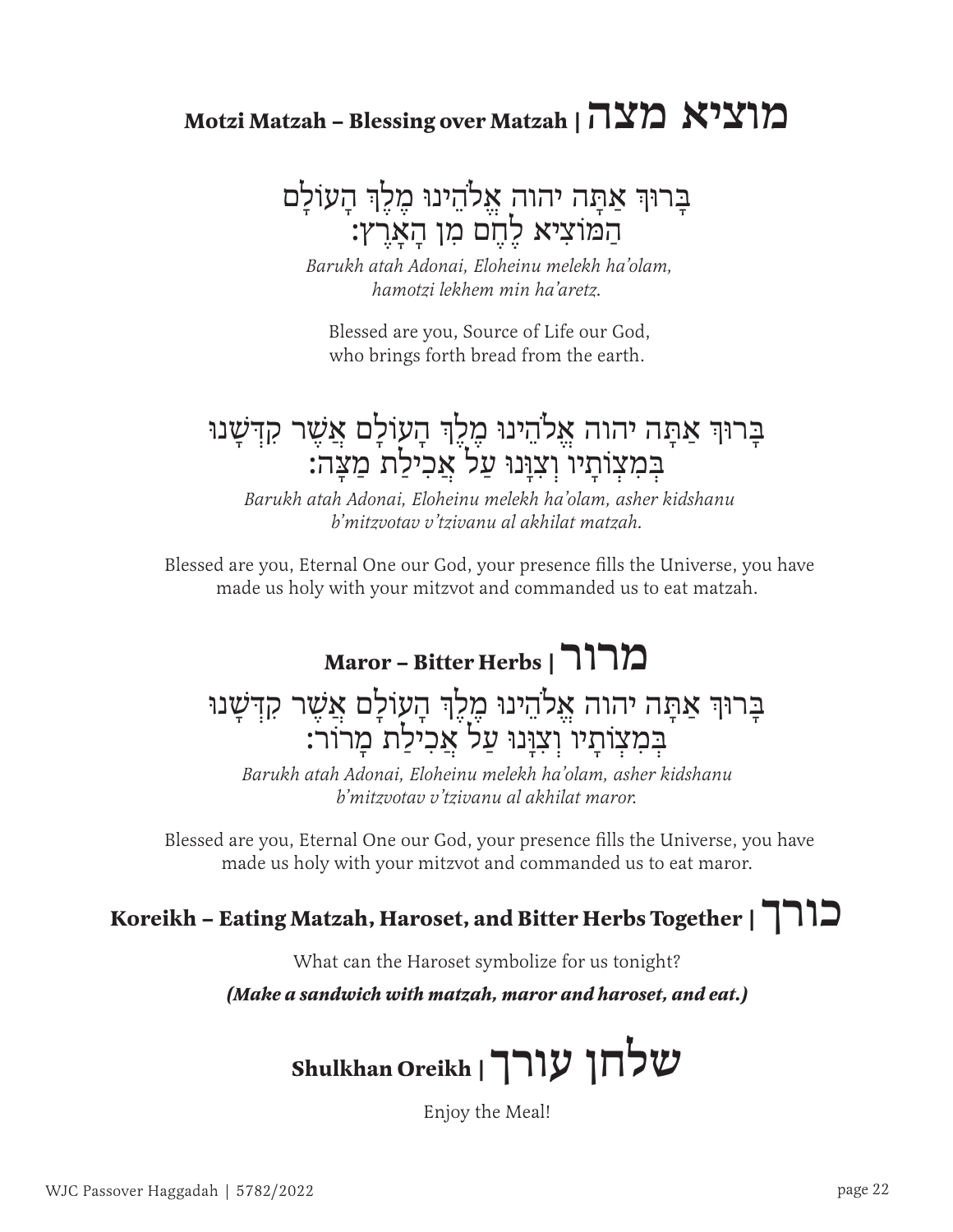## Motzi Matzah – Blessing over Matzah | מוציא מצה

בָּרוּךְ אַתָּה יהוה אֱלֹהֵינוּ מֶלֶךְ הָעוֹלָם
הַמּוֹצִיא לֶחֶם מִן הָאָרֶץ:

*Barukh atah Adonai, Eloheinu melekh ha'olam,*
*hamotzi lekhem min ha'aretz.*

Blessed are you, Source of Life our God,
who brings forth bread from the earth.

בָּרוּךְ אַתָּה יהוה אֱלֹהֵינוּ מֶלֶךְ הָעוֹלָם אֲשֶׁר קִדְּשָׁנוּ
בְּמִצְוֹתָיו וְצִוָּנוּ עַל אֲכִילַת מַצָּה:

*Barukh atah Adonai, Eloheinu melekh ha'olam, asher kidshanu*
*b'mitzvotav v'tzivanu al akhilat matzah.*

Blessed are you, Eternal One our God, your presence fills the Universe, you have made us holy with your mitzvot and commanded us to eat matzah.

## Maror – Bitter Herbs | מרור

בָּרוּךְ אַתָּה יהוה אֱלֹהֵינוּ מֶלֶךְ הָעוֹלָם אֲשֶׁר קִדְּשָׁנוּ
בְּמִצְוֹתָיו וְצִוָּנוּ עַל אֲכִילַת מָרוֹר:

*Barukh atah Adonai, Eloheinu melekh ha'olam, asher kidshanu*
*b'mitzvotav v'tzivanu al akhilat maror.*

Blessed are you, Eternal One our God, your presence fills the Universe, you have made us holy with your mitzvot and commanded us to eat maror.

## Koreikh – Eating Matzah, Haroset, and Bitter Herbs Together | כורך

What can the Haroset symbolize for us tonight?

***(Make a sandwich with matzah, maror and haroset, and eat.)***

## Shulkhan Oreikh | שלחן עורך

Enjoy the Meal!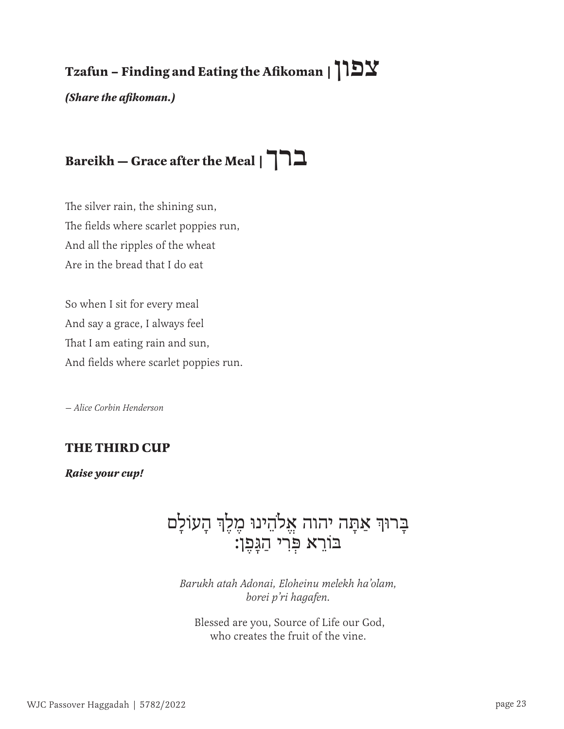## Tzafun – Finding and Eating the Afikoman | צפון

***(Share the afikoman.)***

## Bareikh — Grace after the Meal | ברך

The silver rain, the shining sun,
The fields where scarlet poppies run,
And all the ripples of the wheat
Are in the bread that I do eat

So when I sit for every meal
And say a grace, I always feel
That I am eating rain and sun,
And fields where scarlet poppies run.

*— Alice Corbin Henderson*

### THE THIRD CUP

***Raise your cup!***

בָּרוּךְ אַתָּה יהוה אֱלֹהֵינוּ מֶלֶךְ הָעוֹלָם
בּוֹרֵא פְּרִי הַגָּפֶן:

*Barukh atah Adonai, Eloheinu melekh ha'olam,*
*borei p'ri hagafen.*

Blessed are you, Source of Life our God,
who creates the fruit of the vine.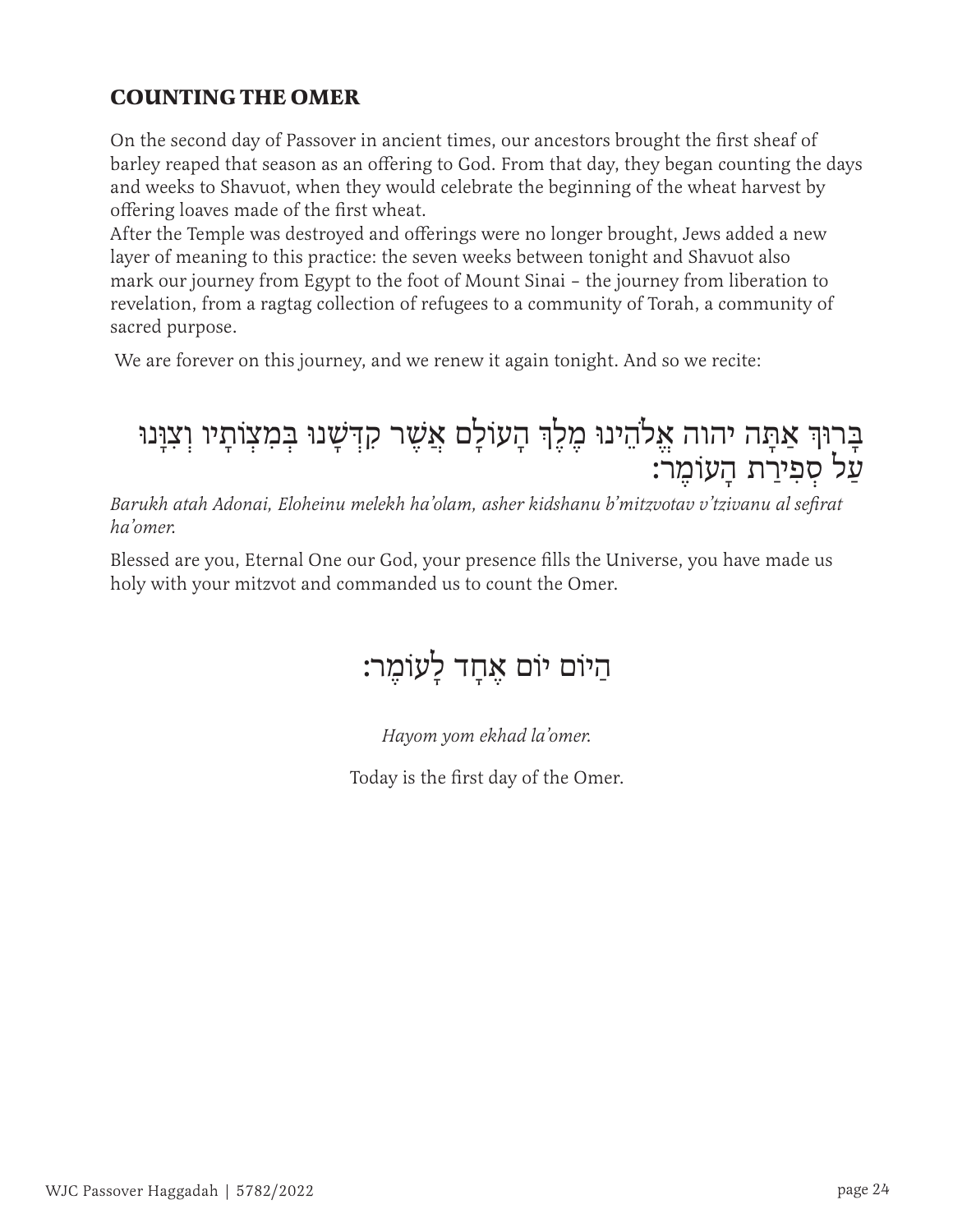## COUNTING THE OMER

On the second day of Passover in ancient times, our ancestors brought the first sheaf of barley reaped that season as an offering to God. From that day, they began counting the days and weeks to Shavuot, when they would celebrate the beginning of the wheat harvest by offering loaves made of the first wheat.
After the Temple was destroyed and offerings were no longer brought, Jews added a new layer of meaning to this practice: the seven weeks between tonight and Shavuot also mark our journey from Egypt to the foot of Mount Sinai – the journey from liberation to revelation, from a ragtag collection of refugees to a community of Torah, a community of sacred purpose.

We are forever on this journey, and we renew it again tonight. And so we recite:

בָּרוּךְ אַתָּה יהוה אֱלֹהֵינוּ מֶלֶךְ הָעוֹלָם אֲשֶׁר קִדְּשָׁנוּ בְּמִצְוֹתָיו וְצִוָּנוּ עַל סְפִירַת הָעוֹמֶר:

*Barukh atah Adonai, Eloheinu melekh ha'olam, asher kidshanu b'mitzvotav v'tzivanu al sefirat ha'omer.*

Blessed are you, Eternal One our God, your presence fills the Universe, you have made us holy with your mitzvot and commanded us to count the Omer.

הַיּוֹם יוֹם אֶחָד לָעוֹמֶר:

*Hayom yom ekhad la'omer.*

Today is the first day of the Omer.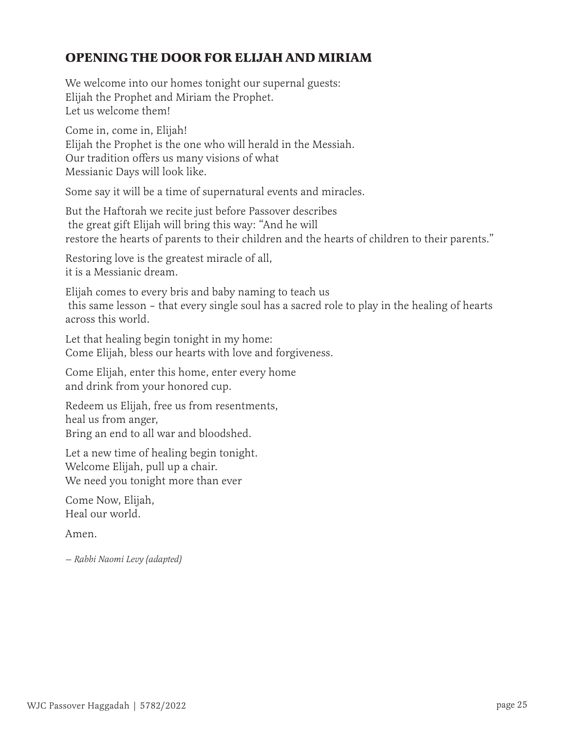## OPENING THE DOOR FOR ELIJAH AND MIRIAM

We welcome into our homes tonight our supernal guests:
Elijah the Prophet and Miriam the Prophet.
Let us welcome them!

Come in, come in, Elijah!
Elijah the Prophet is the one who will herald in the Messiah.
Our tradition offers us many visions of what
Messianic Days will look like.

Some say it will be a time of supernatural events and miracles.

But the Haftorah we recite just before Passover describes
the great gift Elijah will bring this way: "And he will
restore the hearts of parents to their children and the hearts of children to their parents."

Restoring love is the greatest miracle of all,
it is a Messianic dream.

Elijah comes to every bris and baby naming to teach us
this same lesson – that every single soul has a sacred role to play in the healing of hearts across this world.

Let that healing begin tonight in my home:
Come Elijah, bless our hearts with love and forgiveness.

Come Elijah, enter this home, enter every home
and drink from your honored cup.

Redeem us Elijah, free us from resentments,
heal us from anger,
Bring an end to all war and bloodshed.

Let a new time of healing begin tonight.
Welcome Elijah, pull up a chair.
We need you tonight more than ever

Come Now, Elijah,
Heal our world.

Amen.

*— Rabbi Naomi Levy (adapted)*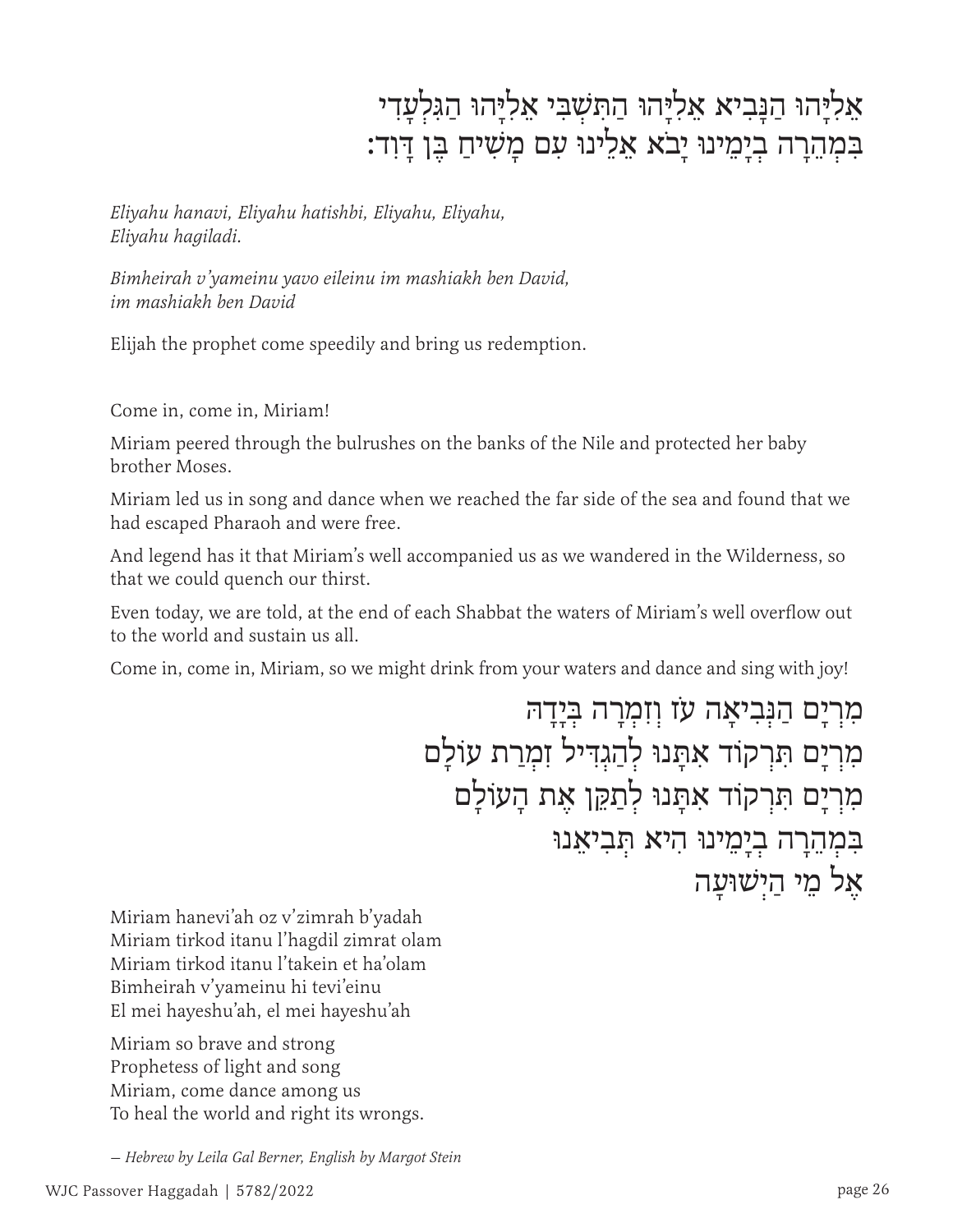אֵלִיָּהוּ הַנָּבִיא אֵלִיָּהוּ הַתִּשְׁבִּי אֵלִיָּהוּ הַגִּלְעָדִי
בִּמְהֵרָה בְיָמֵינוּ יָבֹא אֵלֵינוּ עִם מָשִׁיחַ בֶּן דָּוִד:

*Eliyahu hanavi, Eliyahu hatishbi, Eliyahu, Eliyahu,*
*Eliyahu hagiladi.*

*Bimheirah v'yameinu yavo eileinu im mashiakh ben David,*
*im mashiakh ben David*

Elijah the prophet come speedily and bring us redemption.

Come in, come in, Miriam!

Miriam peered through the bulrushes on the banks of the Nile and protected her baby brother Moses.

Miriam led us in song and dance when we reached the far side of the sea and found that we had escaped Pharaoh and were free.

And legend has it that Miriam's well accompanied us as we wandered in the Wilderness, so that we could quench our thirst.

Even today, we are told, at the end of each Shabbat the waters of Miriam's well overflow out to the world and sustain us all.

Come in, come in, Miriam, so we might drink from your waters and dance and sing with joy!

מִרְיָם הַנְּבִיאָה עֹז וְזִמְרָה בְּיָדָהּ
מִרְיָם תִּרְקוֹד אִתָּנוּ לְהַגְדִּיל זִמְרַת עוֹלָם
מִרְיָם תִּרְקוֹד אִתָּנוּ לְתַקֵּן אֶת הָעוֹלָם
בִּמְהֵרָה בְיָמֵינוּ הִיא תְּבִיאֵנוּ
אֶל מֵי הַיְשׁוּעָה

Miriam hanevi'ah oz v'zimrah b'yadah
Miriam tirkod itanu l'hagdil zimrat olam
Miriam tirkod itanu l'takein et ha'olam
Bimheirah v'yameinu hi tevi'einu
El mei hayeshu'ah, el mei hayeshu'ah

Miriam so brave and strong
Prophetess of light and song
Miriam, come dance among us
To heal the world and right its wrongs.

*— Hebrew by Leila Gal Berner, English by Margot Stein*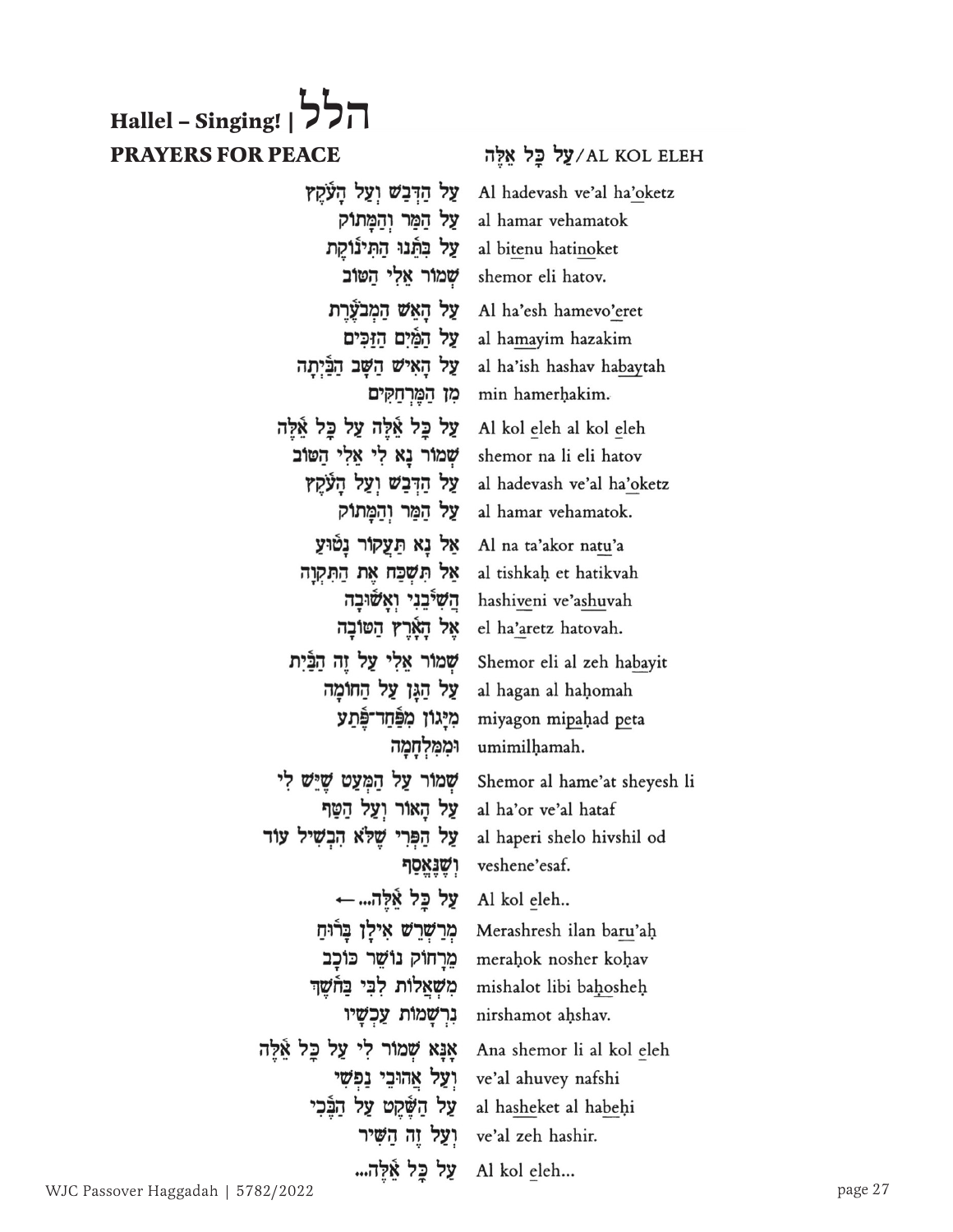# Hallel – Singing! | הלל

## PRAYERS FOR PEACE

**עַל כָּל אֵלֶּה**/AL KOL ELEH

| | |
|---|---|
| עַל הַדְּבַשׁ וְעַל הָעֹקֶץ | Al hadevash ve'al ha'oketz |
| עַל הַמַּר וְהַמָּתוֹק | al hamar vehamatok |
| עַל בִּתֵּנוּ הַתִּינֹוקֶת | al bitenu hatinoket |
| שְׁמוֹר אֵלִי הַטּוֹב | shemor eli hatov. |
| עַל הָאֵשׁ הַמְבֹעֶרֶת | Al ha'esh hamevo'eret |
| עַל הַמַּיִם הַזַּכִּים | al hamayim hazakim |
| עַל הָאִישׁ הַשָּׁב הַבַּיְתָה | al ha'ish hashav habaytah |
| מִן הַמֶּרְחַקִּים | min hamerhakim. |
| עַל כָּל אֵלֶּה עַל כָּל אֵלֶּה | Al kol eleh al kol eleh |
| שְׁמוֹר נָא לִי אֵלִי הַטּוֹב | shemor na li eli hatov |
| עַל הַדְּבַשׁ וְעַל הָעֹקֶץ | al hadevash ve'al ha'oketz |
| עַל הַמַּר וְהַמָּתוֹק | al hamar vehamatok. |
| אַל נָא תַּעֲקוֹר נָטוּעַ | Al na ta'akor natu'a |
| אַל תִּשְׁכַּח אֶת הַתִּקְוָה | al tishkah et hatikvah |
| הֲשִׁיבֵנִי וְאָשׁוּבָה | hashiveni ve'ashuvah |
| אֶל הָאָרֶץ הַטּוֹבָה | el ha'aretz hatovah. |
| שְׁמוֹר אֵלִי עַל זֶה הַבַּיִת | Shemor eli al zeh habayit |
| עַל הַגַּן עַל הַחוֹמָה | al hagan al hahomah |
| מִיָּגוֹן מִפַּחַד־פֶּתַע | miyagon mipahad peta |
| וּמִמִּלְחָמָה | umimilhamah. |
| שְׁמוֹר עַל הַמְּעַט שֶׁיֵּשׁ לִי | Shemor al hame'at sheyesh li |
| עַל הָאוֹר וְעַל הַטַּף | al ha'or ve'al hataf |
| עַל הַפְּרִי שֶׁלֹּא הִבְשִׁיל עוֹד | al haperi shelo hivshil od |
| וְשֶׁנֶּאֱסַף | veshene'esaf. |
| עַל כָּל אֵלֶּה... ← | Al kol eleh.. |
| מְרַשְׁרֵשׁ אִילָן בָּרוּחַ | Merashresh ilan baru'ah |
| מֵרָחוֹק נוֹשֵׁר כּוֹכָב | merahok nosher kohav |
| מִשְׁאֲלוֹת לִבִּי בַּחֹשֶׁךְ | mishalot libi bahosheh |
| נִרְשָׁמוֹת עַכְשָׁיו | nirshamot ahshav. |
| אָנָּא שְׁמוֹר לִי עַל כָּל אֵלֶּה | Ana shemor li al kol eleh |
| וְעַל אֲהוּבֵי נַפְשִׁי | ve'al ahuvey nafshi |
| עַל הַשֶּׁקֶט עַל הַבֶּכִי | al hasheket al habehi |
| וְעַל זֶה הַשִּׁיר | ve'al zeh hashir. |
| עַל כָּל אֵלֶּה... | Al kol eleh... |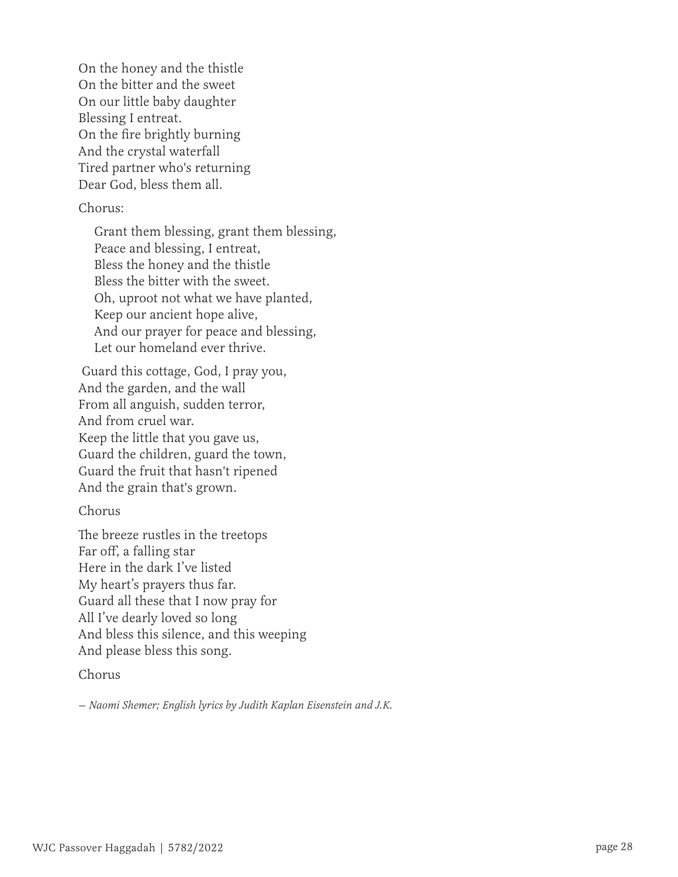On the honey and the thistle
On the bitter and the sweet
On our little baby daughter
Blessing I entreat.
On the fire brightly burning
And the crystal waterfall
Tired partner who's returning
Dear God, bless them all.

Chorus:

> Grant them blessing, grant them blessing,
> Peace and blessing, I entreat,
> Bless the honey and the thistle
> Bless the bitter with the sweet.
> Oh, uproot not what we have planted,
> Keep our ancient hope alive,
> And our prayer for peace and blessing,
> Let our homeland ever thrive.

Guard this cottage, God, I pray you,
And the garden, and the wall
From all anguish, sudden terror,
And from cruel war.
Keep the little that you gave us,
Guard the children, guard the town,
Guard the fruit that hasn't ripened
And the grain that's grown.

Chorus

The breeze rustles in the treetops
Far off, a falling star
Here in the dark I've listed
My heart's prayers thus far.
Guard all these that I now pray for
All I've dearly loved so long
And bless this silence, and this weeping
And please bless this song.

Chorus

*— Naomi Shemer; English lyrics by Judith Kaplan Eisenstein and J.K.*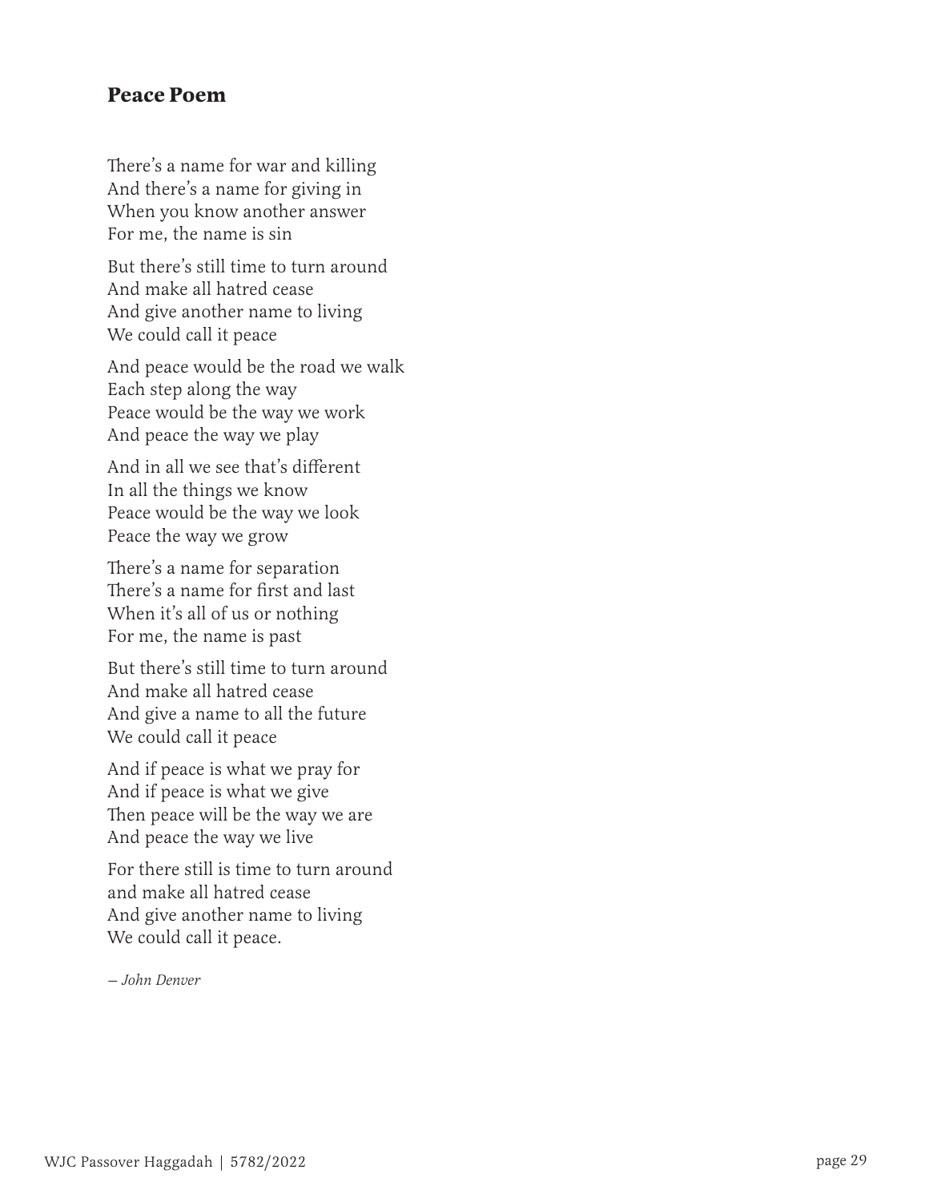## Peace Poem

There's a name for war and killing  
And there's a name for giving in  
When you know another answer  
For me, the name is sin

But there's still time to turn around  
And make all hatred cease  
And give another name to living  
We could call it peace

And peace would be the road we walk  
Each step along the way  
Peace would be the way we work  
And peace the way we play

And in all we see that's different  
In all the things we know  
Peace would be the way we look  
Peace the way we grow

There's a name for separation  
There's a name for first and last  
When it's all of us or nothing  
For me, the name is past

But there's still time to turn around  
And make all hatred cease  
And give a name to all the future  
We could call it peace

And if peace is what we pray for  
And if peace is what we give  
Then peace will be the way we are  
And peace the way we live

For there still is time to turn around  
and make all hatred cease  
And give another name to living  
We could call it peace.

*— John Denver*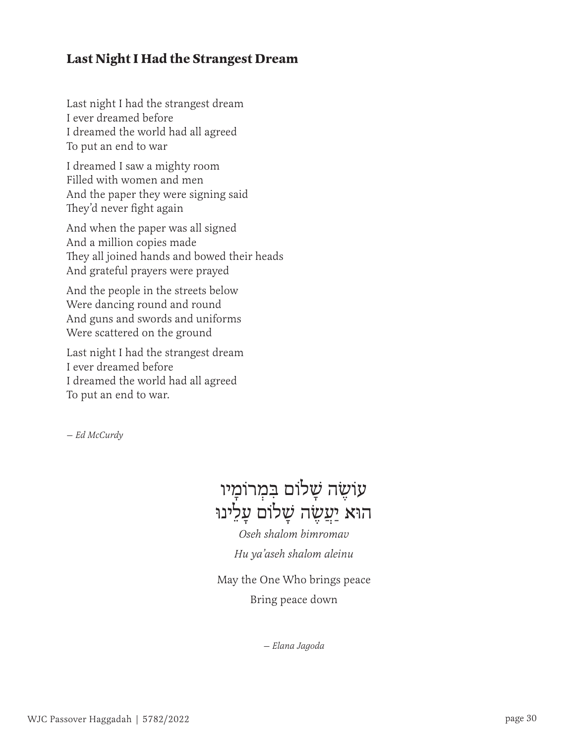### Last Night I Had the Strangest Dream

Last night I had the strangest dream
I ever dreamed before
I dreamed the world had all agreed
To put an end to war

I dreamed I saw a mighty room
Filled with women and men
And the paper they were signing said
They'd never fight again

And when the paper was all signed
And a million copies made
They all joined hands and bowed their heads
And grateful prayers were prayed

And the people in the streets below
Were dancing round and round
And guns and swords and uniforms
Were scattered on the ground

Last night I had the strangest dream
I ever dreamed before
I dreamed the world had all agreed
To put an end to war.

*— Ed McCurdy*

עוֹשֶׂה שָׁלוֹם בִּמְרוֹמָיו
הוּא יַעֲשֶׂה שָׁלוֹם עָלֵינוּ

*Oseh shalom bimromav*

*Hu ya'aseh shalom aleinu*

May the One Who brings peace

Bring peace down

*— Elana Jagoda*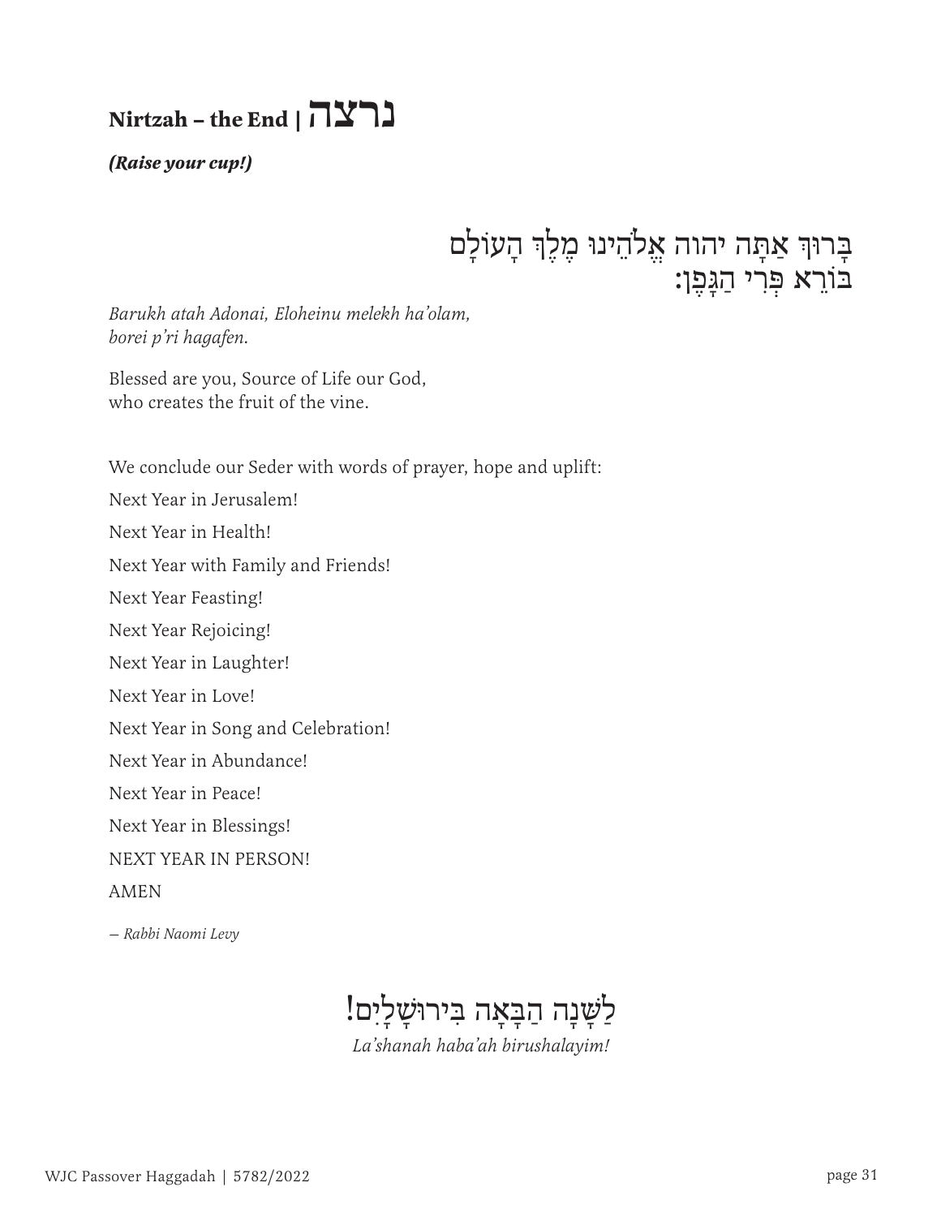# Nirtzah – the End | נרצה

***(Raise your cup!)***

בָּרוּךְ אַתָּה יהוה אֱלֹהֵינוּ מֶלֶךְ הָעוֹלָם
בּוֹרֵא פְּרִי הַגָּפֶן:

*Barukh atah Adonai, Eloheinu melekh ha'olam,*
*borei p'ri hagafen.*

Blessed are you, Source of Life our God,
who creates the fruit of the vine.

We conclude our Seder with words of prayer, hope and uplift:

Next Year in Jerusalem!

Next Year in Health!

Next Year with Family and Friends!

Next Year Feasting!

Next Year Rejoicing!

Next Year in Laughter!

Next Year in Love!

Next Year in Song and Celebration!

Next Year in Abundance!

Next Year in Peace!

Next Year in Blessings!

NEXT YEAR IN PERSON!

AMEN

*— Rabbi Naomi Levy*

לַשָּׁנָה הַבָּאָה בִּירוּשָׁלָיִם!

*La'shanah haba'ah birushalayim!*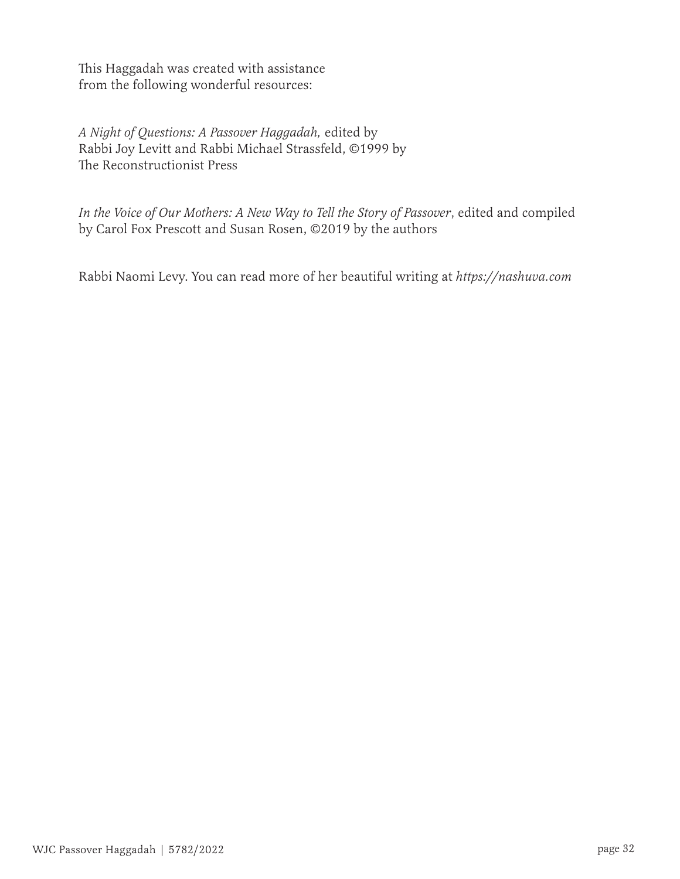This Haggadah was created with assistance
from the following wonderful resources:

*A Night of Questions: A Passover Haggadah,* edited by
Rabbi Joy Levitt and Rabbi Michael Strassfeld, ©1999 by
The Reconstructionist Press

*In the Voice of Our Mothers: A New Way to Tell the Story of Passover*, edited and compiled
by Carol Fox Prescott and Susan Rosen, ©2019 by the authors

Rabbi Naomi Levy. You can read more of her beautiful writing at *https://nashuva.com*